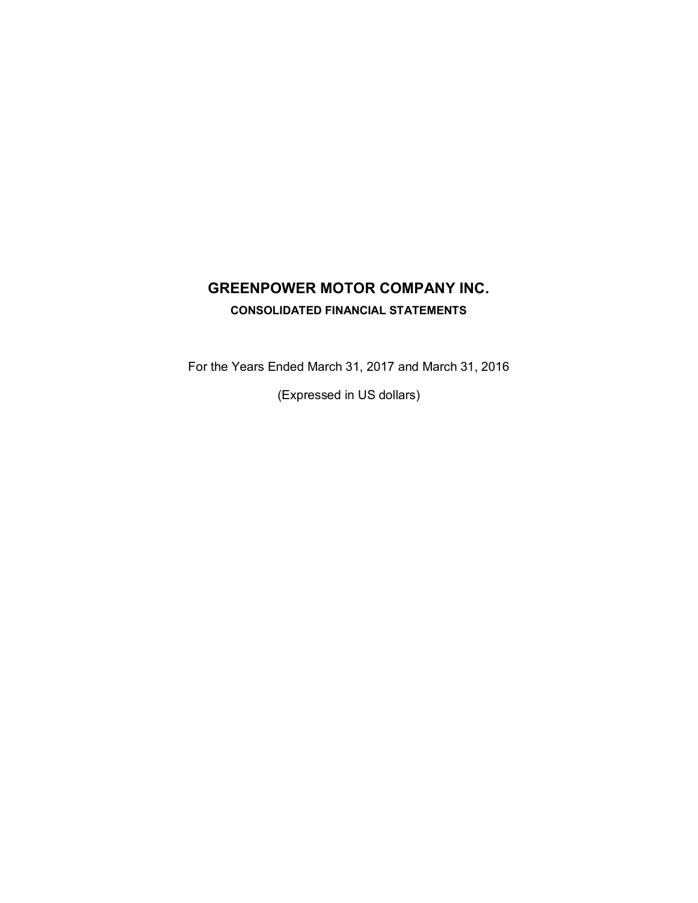# GREENPOWER MOTOR COMPANY INC.

## CONSOLIDATED FINANCIAL STATEMENTS

For the Years Ended March 31, 2017 and March 31, 2016

(Expressed in US dollars)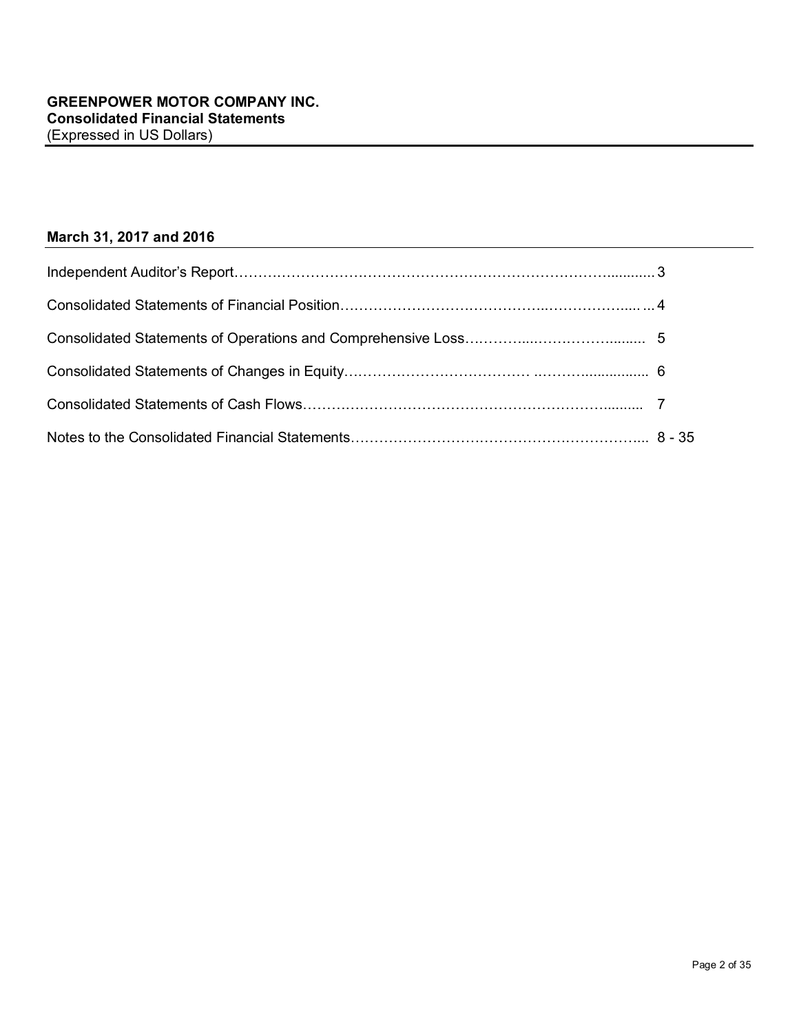**GREENPOWER MOTOR COMPANY INC.**
**Consolidated Financial Statements**
(Expressed in US Dollars)

**March 31, 2017 and 2016**

| | |
|---|---|
| Independent Auditor's Report | 3 |
| Consolidated Statements of Financial Position | 4 |
| Consolidated Statements of Operations and Comprehensive Loss | 5 |
| Consolidated Statements of Changes in Equity | 6 |
| Consolidated Statements of Cash Flows | 7 |
| Notes to the Consolidated Financial Statements | 8 - 35 |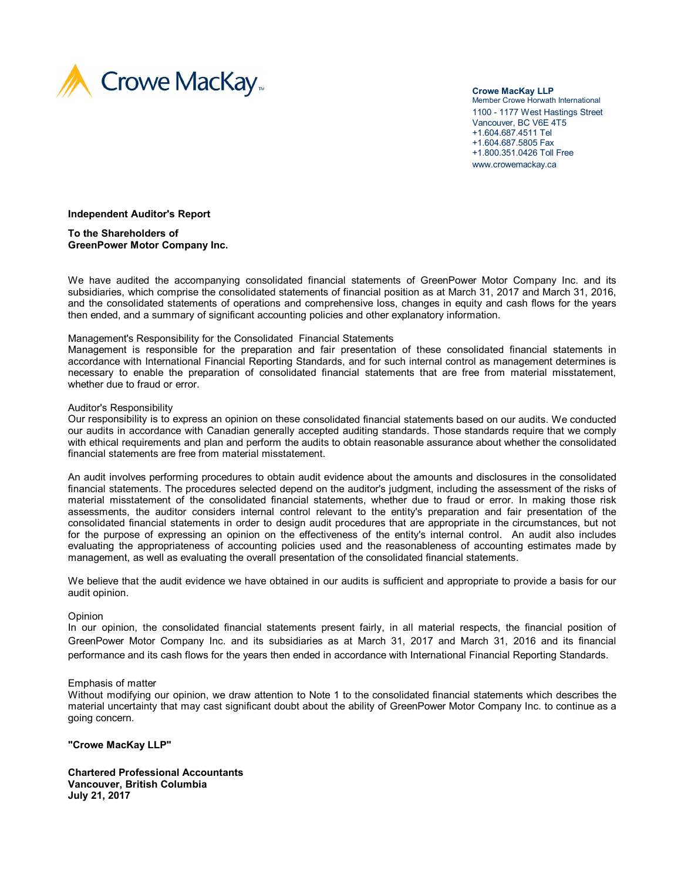Crowe MacKay

**Crowe MacKay LLP**
Member Crowe Horwath International
1100 - 1177 West Hastings Street
Vancouver, BC V6E 4T5
+1.604.687.4511 Tel
+1.604.687.5805 Fax
+1.800.351.0426 Toll Free
www.crowemackay.ca

**Independent Auditor's Report**

**To the Shareholders of**
**GreenPower Motor Company Inc.**

We have audited the accompanying consolidated financial statements of GreenPower Motor Company Inc. and its subsidiaries, which comprise the consolidated statements of financial position as at March 31, 2017 and March 31, 2016, and the consolidated statements of operations and comprehensive loss, changes in equity and cash flows for the years then ended, and a summary of significant accounting policies and other explanatory information.

Management's Responsibility for the Consolidated Financial Statements
Management is responsible for the preparation and fair presentation of these consolidated financial statements in accordance with International Financial Reporting Standards, and for such internal control as management determines is necessary to enable the preparation of consolidated financial statements that are free from material misstatement, whether due to fraud or error.

Auditor's Responsibility
Our responsibility is to express an opinion on these consolidated financial statements based on our audits. We conducted our audits in accordance with Canadian generally accepted auditing standards. Those standards require that we comply with ethical requirements and plan and perform the audits to obtain reasonable assurance about whether the consolidated financial statements are free from material misstatement.

An audit involves performing procedures to obtain audit evidence about the amounts and disclosures in the consolidated financial statements. The procedures selected depend on the auditor's judgment, including the assessment of the risks of material misstatement of the consolidated financial statements, whether due to fraud or error. In making those risk assessments, the auditor considers internal control relevant to the entity's preparation and fair presentation of the consolidated financial statements in order to design audit procedures that are appropriate in the circumstances, but not for the purpose of expressing an opinion on the effectiveness of the entity's internal control. An audit also includes evaluating the appropriateness of accounting policies used and the reasonableness of accounting estimates made by management, as well as evaluating the overall presentation of the consolidated financial statements.

We believe that the audit evidence we have obtained in our audits is sufficient and appropriate to provide a basis for our audit opinion.

Opinion
In our opinion, the consolidated financial statements present fairly, in all material respects, the financial position of GreenPower Motor Company Inc. and its subsidiaries as at March 31, 2017 and March 31, 2016 and its financial performance and its cash flows for the years then ended in accordance with International Financial Reporting Standards.

Emphasis of matter
Without modifying our opinion, we draw attention to Note 1 to the consolidated financial statements which describes the material uncertainty that may cast significant doubt about the ability of GreenPower Motor Company Inc. to continue as a going concern.

**"Crowe MacKay LLP"**

**Chartered Professional Accountants**
**Vancouver, British Columbia**
**July 21, 2017**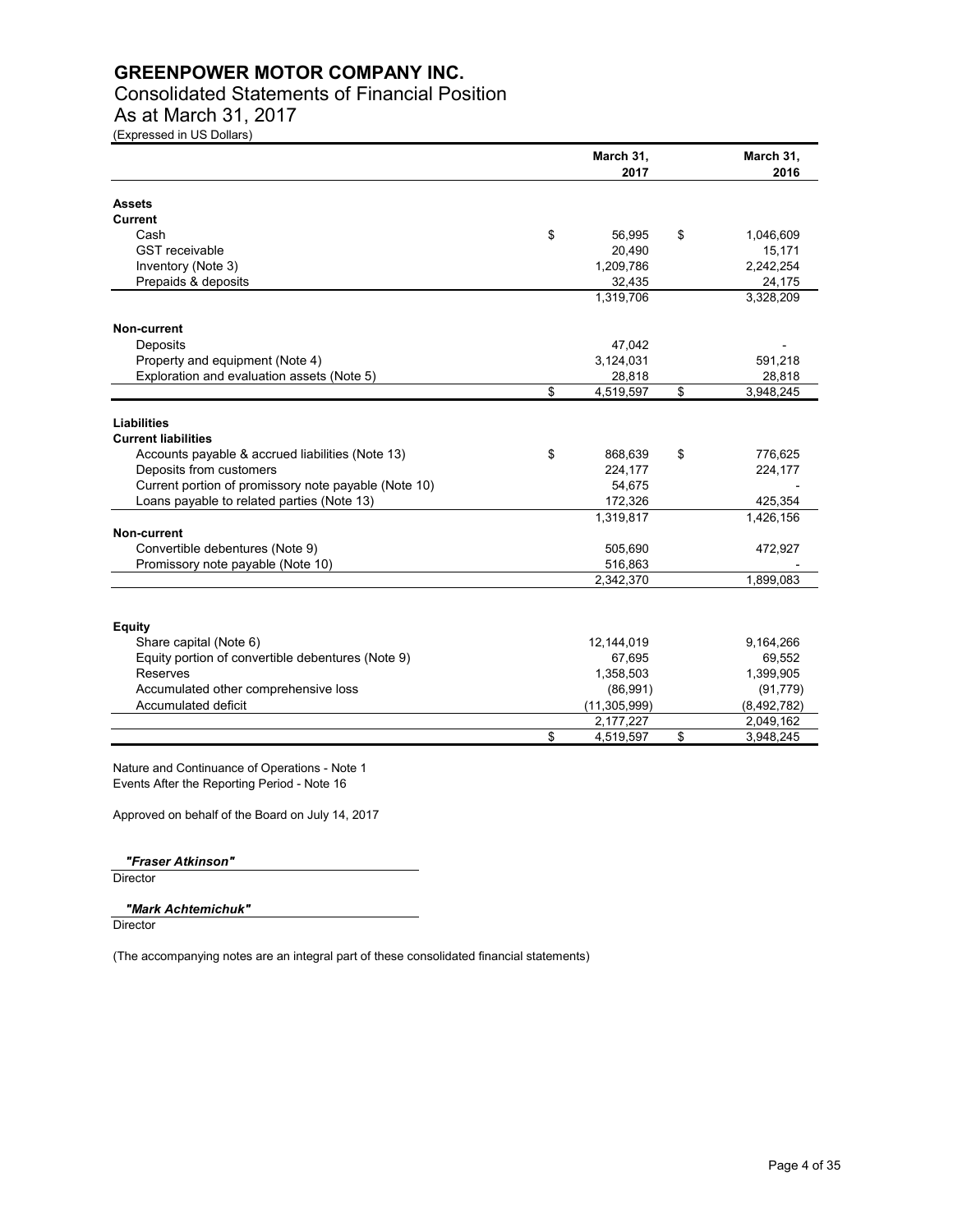# GREENPOWER MOTOR COMPANY INC.

## Consolidated Statements of Financial Position

## As at March 31, 2017

(Expressed in US Dollars)

| | March 31, 2017 | March 31, 2016 |
|---|---|---|
| **Assets** | | |
| **Current** | | |
| Cash | $ 56,995 | $ 1,046,609 |
| GST receivable | 20,490 | 15,171 |
| Inventory (Note 3) | 1,209,786 | 2,242,254 |
| Prepaids & deposits | 32,435 | 24,175 |
| | 1,319,706 | 3,328,209 |
| **Non-current** | | |
| Deposits | 47,042 | - |
| Property and equipment (Note 4) | 3,124,031 | 591,218 |
| Exploration and evaluation assets (Note 5) | 28,818 | 28,818 |
| | $ 4,519,597 | $ 3,948,245 |
| **Liabilities** | | |
| **Current liabilities** | | |
| Accounts payable & accrued liabilities (Note 13) | $ 868,639 | $ 776,625 |
| Deposits from customers | 224,177 | 224,177 |
| Current portion of promissory note payable (Note 10) | 54,675 | - |
| Loans payable to related parties (Note 13) | 172,326 | 425,354 |
| | 1,319,817 | 1,426,156 |
| **Non-current** | | |
| Convertible debentures (Note 9) | 505,690 | 472,927 |
| Promissory note payable (Note 10) | 516,863 | - |
| | 2,342,370 | 1,899,083 |
| **Equity** | | |
| Share capital (Note 6) | 12,144,019 | 9,164,266 |
| Equity portion of convertible debentures (Note 9) | 67,695 | 69,552 |
| Reserves | 1,358,503 | 1,399,905 |
| Accumulated other comprehensive loss | (86,991) | (91,779) |
| Accumulated deficit | (11,305,999) | (8,492,782) |
| | 2,177,227 | 2,049,162 |
| | $ 4,519,597 | $ 3,948,245 |

Nature and Continuance of Operations - Note 1
Events After the Reporting Period - Note 16

Approved on behalf of the Board on July 14, 2017

*"Fraser Atkinson"*
Director

*"Mark Achtemichuk"*
Director

(The accompanying notes are an integral part of these consolidated financial statements)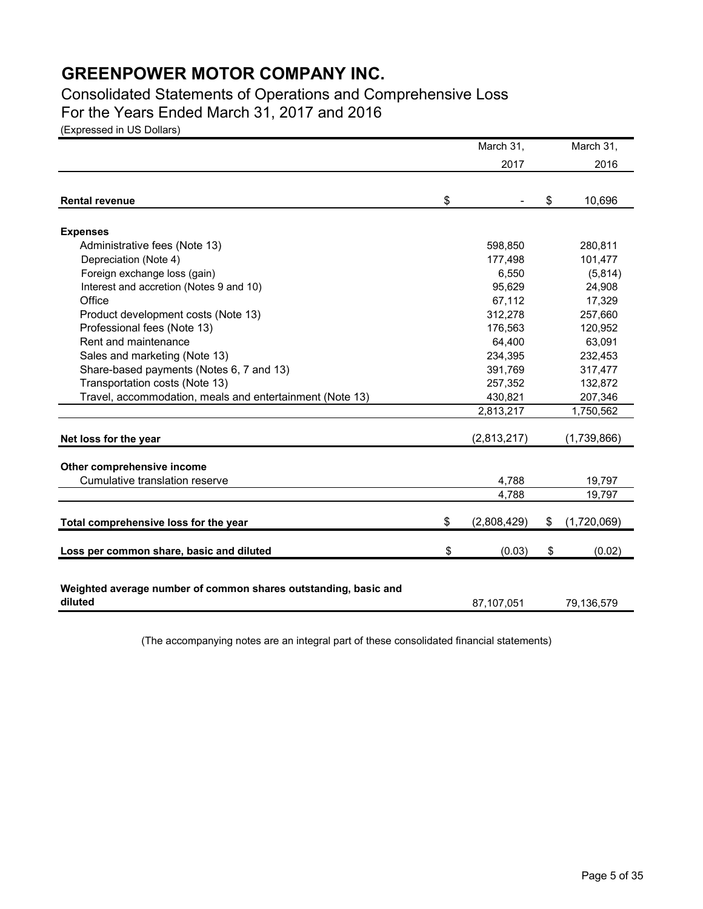# GREENPOWER MOTOR COMPANY INC.

## Consolidated Statements of Operations and Comprehensive Loss

## For the Years Ended March 31, 2017 and 2016

(Expressed in US Dollars)

| | March 31, 2017 | March 31, 2016 |
|---|---|---|
| **Rental revenue** | $ - | $ 10,696 |
| **Expenses** | | |
| Administrative fees (Note 13) | 598,850 | 280,811 |
| Depreciation (Note 4) | 177,498 | 101,477 |
| Foreign exchange loss (gain) | 6,550 | (5,814) |
| Interest and accretion (Notes 9 and 10) | 95,629 | 24,908 |
| Office | 67,112 | 17,329 |
| Product development costs (Note 13) | 312,278 | 257,660 |
| Professional fees (Note 13) | 176,563 | 120,952 |
| Rent and maintenance | 64,400 | 63,091 |
| Sales and marketing (Note 13) | 234,395 | 232,453 |
| Share-based payments (Notes 6, 7 and 13) | 391,769 | 317,477 |
| Transportation costs (Note 13) | 257,352 | 132,872 |
| Travel, accommodation, meals and entertainment (Note 13) | 430,821 | 207,346 |
| | 2,813,217 | 1,750,562 |
| **Net loss for the year** | (2,813,217) | (1,739,866) |
| **Other comprehensive income** | | |
| Cumulative translation reserve | 4,788 | 19,797 |
| | 4,788 | 19,797 |
| **Total comprehensive loss for the year** | $ (2,808,429) | $ (1,720,069) |
| **Loss per common share, basic and diluted** | $ (0.03) | $ (0.02) |
| **Weighted average number of common shares outstanding, basic and diluted** | 87,107,051 | 79,136,579 |

(The accompanying notes are an integral part of these consolidated financial statements)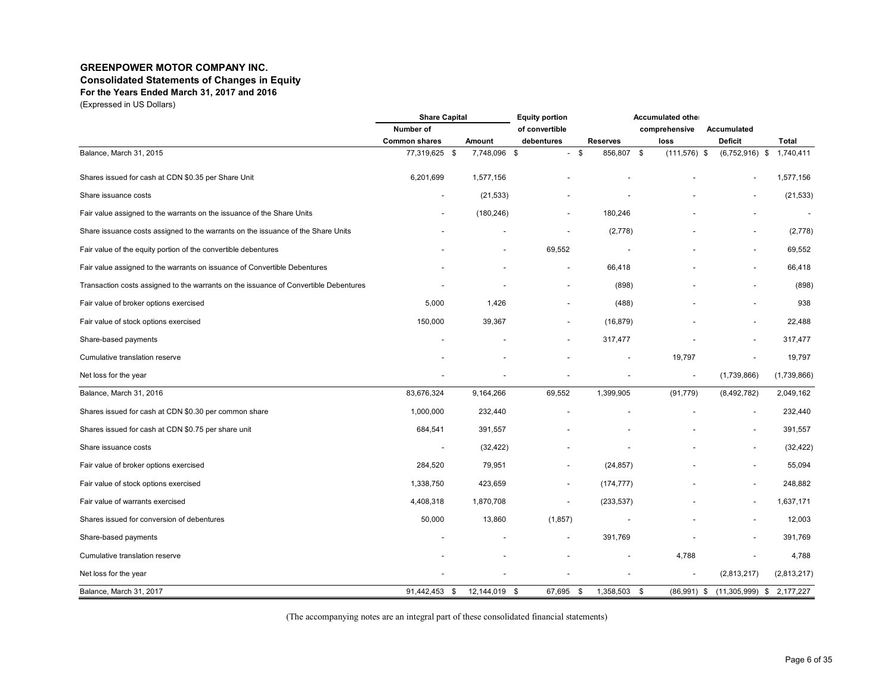# GREENPOWER MOTOR COMPANY INC.

## Consolidated Statements of Changes in Equity

### For the Years Ended March 31, 2017 and 2016

(Expressed in US Dollars)

| | Share Capital | | Equity portion | | Accumulated other | | |
|---|---|---|---|---|---|---|---|
| | Number of | | of convertible | | comprehensive | Accumulated | |
| | Common shares | Amount | debentures | Reserves | loss | Deficit | Total |
| Balance, March 31, 2015 | 77,319,625 | $ 7,748,096 | $ - | $ 856,807 | $ (111,576) | $ (6,752,916) | $ 1,740,411 |
| Shares issued for cash at CDN $0.35 per Share Unit | 6,201,699 | 1,577,156 | - | - | - | - | 1,577,156 |
| Share issuance costs | - | (21,533) | - | - | - | - | (21,533) |
| Fair value assigned to the warrants on the issuance of the Share Units | - | (180,246) | - | 180,246 | - | - | - |
| Share issuance costs assigned to the warrants on the issuance of the Share Units | - | - | - | (2,778) | - | - | (2,778) |
| Fair value of the equity portion of the convertible debentures | - | - | 69,552 | - | - | - | 69,552 |
| Fair value assigned to the warrants on issuance of Convertible Debentures | - | - | - | 66,418 | - | - | 66,418 |
| Transaction costs assigned to the warrants on the issuance of Convertible Debentures | - | - | - | (898) | - | - | (898) |
| Fair value of broker options exercised | 5,000 | 1,426 | - | (488) | - | - | 938 |
| Fair value of stock options exercised | 150,000 | 39,367 | - | (16,879) | - | - | 22,488 |
| Share-based payments | - | - | - | 317,477 | - | - | 317,477 |
| Cumulative translation reserve | - | - | - | - | 19,797 | - | 19,797 |
| Net loss for the year | - | - | - | - | - | (1,739,866) | (1,739,866) |
| Balance, March 31, 2016 | 83,676,324 | 9,164,266 | 69,552 | 1,399,905 | (91,779) | (8,492,782) | 2,049,162 |
| Shares issued for cash at CDN $0.30 per common share | 1,000,000 | 232,440 | - | - | - | - | 232,440 |
| Shares issued for cash at CDN $0.75 per share unit | 684,541 | 391,557 | - | - | - | - | 391,557 |
| Share issuance costs | - | (32,422) | - | - | - | - | (32,422) |
| Fair value of broker options exercised | 284,520 | 79,951 | - | (24,857) | - | - | 55,094 |
| Fair value of stock options exercised | 1,338,750 | 423,659 | - | (174,777) | - | - | 248,882 |
| Fair value of warrants exercised | 4,408,318 | 1,870,708 | - | (233,537) | - | - | 1,637,171 |
| Shares issued for conversion of debentures | 50,000 | 13,860 | (1,857) | - | - | - | 12,003 |
| Share-based payments | - | - | - | 391,769 | - | - | 391,769 |
| Cumulative translation reserve | - | - | - | - | 4,788 | - | 4,788 |
| Net loss for the year | - | - | - | - | - | (2,813,217) | (2,813,217) |
| Balance, March 31, 2017 | 91,442,453 | $ 12,144,019 | $ 67,695 | $ 1,358,503 | $ (86,991) | $ (11,305,999) | $ 2,177,227 |

(The accompanying notes are an integral part of these consolidated financial statements)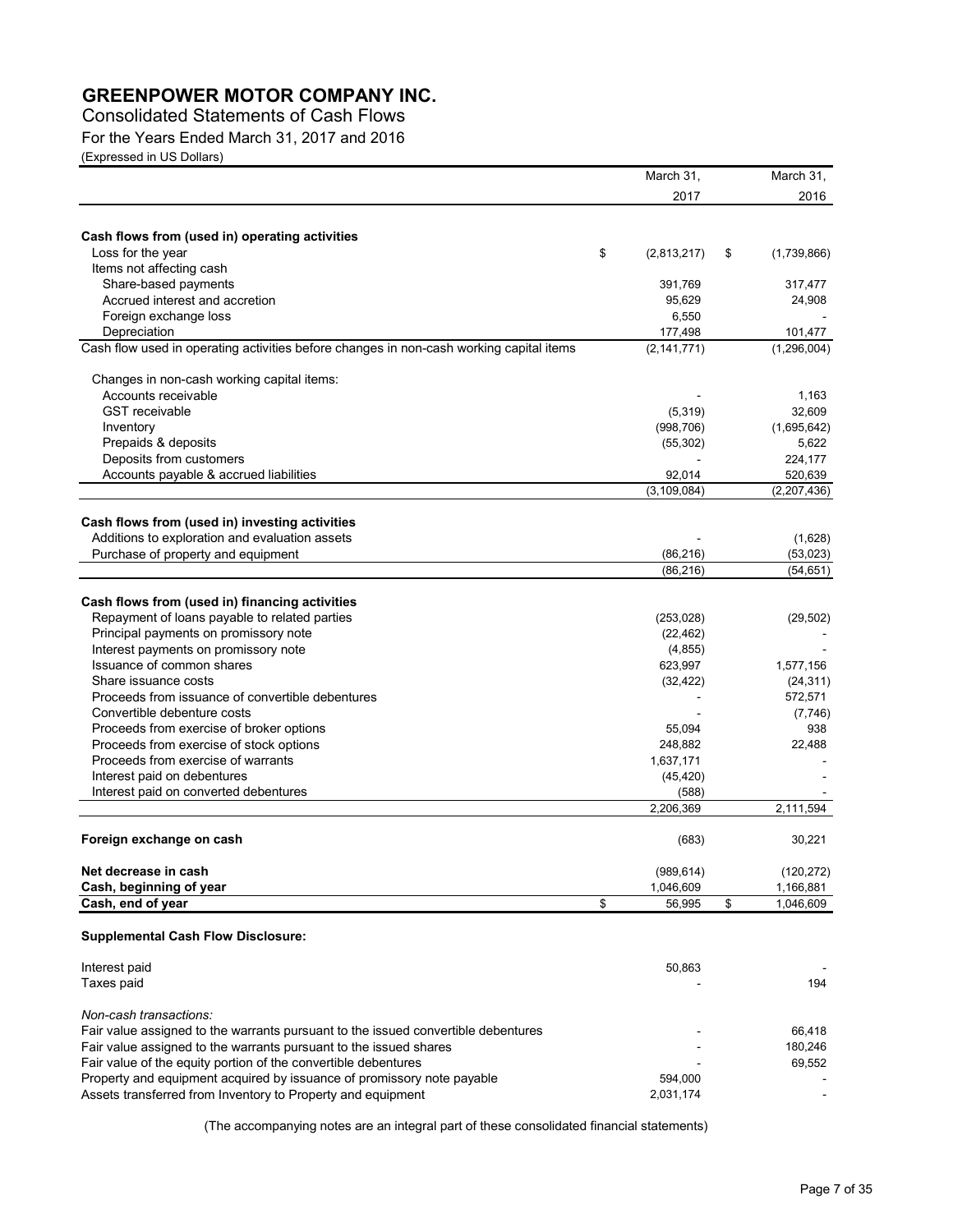# GREENPOWER MOTOR COMPANY INC.

Consolidated Statements of Cash Flows

For the Years Ended March 31, 2017 and 2016

(Expressed in US Dollars)

| | March 31, 2017 | March 31, 2016 |
|---|---|---|
| **Cash flows from (used in) operating activities** | | |
| Loss for the year | $ (2,813,217) | $ (1,739,866) |
| Items not affecting cash | | |
| Share-based payments | 391,769 | 317,477 |
| Accrued interest and accretion | 95,629 | 24,908 |
| Foreign exchange loss | 6,550 | - |
| Depreciation | 177,498 | 101,477 |
| Cash flow used in operating activities before changes in non-cash working capital items | (2,141,771) | (1,296,004) |
| Changes in non-cash working capital items: | | |
| Accounts receivable | - | 1,163 |
| GST receivable | (5,319) | 32,609 |
| Inventory | (998,706) | (1,695,642) |
| Prepaids & deposits | (55,302) | 5,622 |
| Deposits from customers | - | 224,177 |
| Accounts payable & accrued liabilities | 92,014 | 520,639 |
| | (3,109,084) | (2,207,436) |
| **Cash flows from (used in) investing activities** | | |
| Additions to exploration and evaluation assets | - | (1,628) |
| Purchase of property and equipment | (86,216) | (53,023) |
| | (86,216) | (54,651) |
| **Cash flows from (used in) financing activities** | | |
| Repayment of loans payable to related parties | (253,028) | (29,502) |
| Principal payments on promissory note | (22,462) | - |
| Interest payments on promissory note | (4,855) | - |
| Issuance of common shares | 623,997 | 1,577,156 |
| Share issuance costs | (32,422) | (24,311) |
| Proceeds from issuance of convertible debentures | - | 572,571 |
| Convertible debenture costs | - | (7,746) |
| Proceeds from exercise of broker options | 55,094 | 938 |
| Proceeds from exercise of stock options | 248,882 | 22,488 |
| Proceeds from exercise of warrants | 1,637,171 | - |
| Interest paid on debentures | (45,420) | - |
| Interest paid on converted debentures | (588) | - |
| | 2,206,369 | 2,111,594 |
| **Foreign exchange on cash** | (683) | 30,221 |
| **Net decrease in cash** | (989,614) | (120,272) |
| **Cash, beginning of year** | 1,046,609 | 1,166,881 |
| **Cash, end of year** | $ 56,995 | $ 1,046,609 |

**Supplemental Cash Flow Disclosure:**

| | 2017 | 2016 |
|---|---|---|
| Interest paid | 50,863 | - |
| Taxes paid | - | 194 |
| *Non-cash transactions:* | | |
| Fair value assigned to the warrants pursuant to the issued convertible debentures | - | 66,418 |
| Fair value assigned to the warrants pursuant to the issued shares | - | 180,246 |
| Fair value of the equity portion of the convertible debentures | - | 69,552 |
| Property and equipment acquired by issuance of promissory note payable | 594,000 | - |
| Assets transferred from Inventory to Property and equipment | 2,031,174 | - |

(The accompanying notes are an integral part of these consolidated financial statements)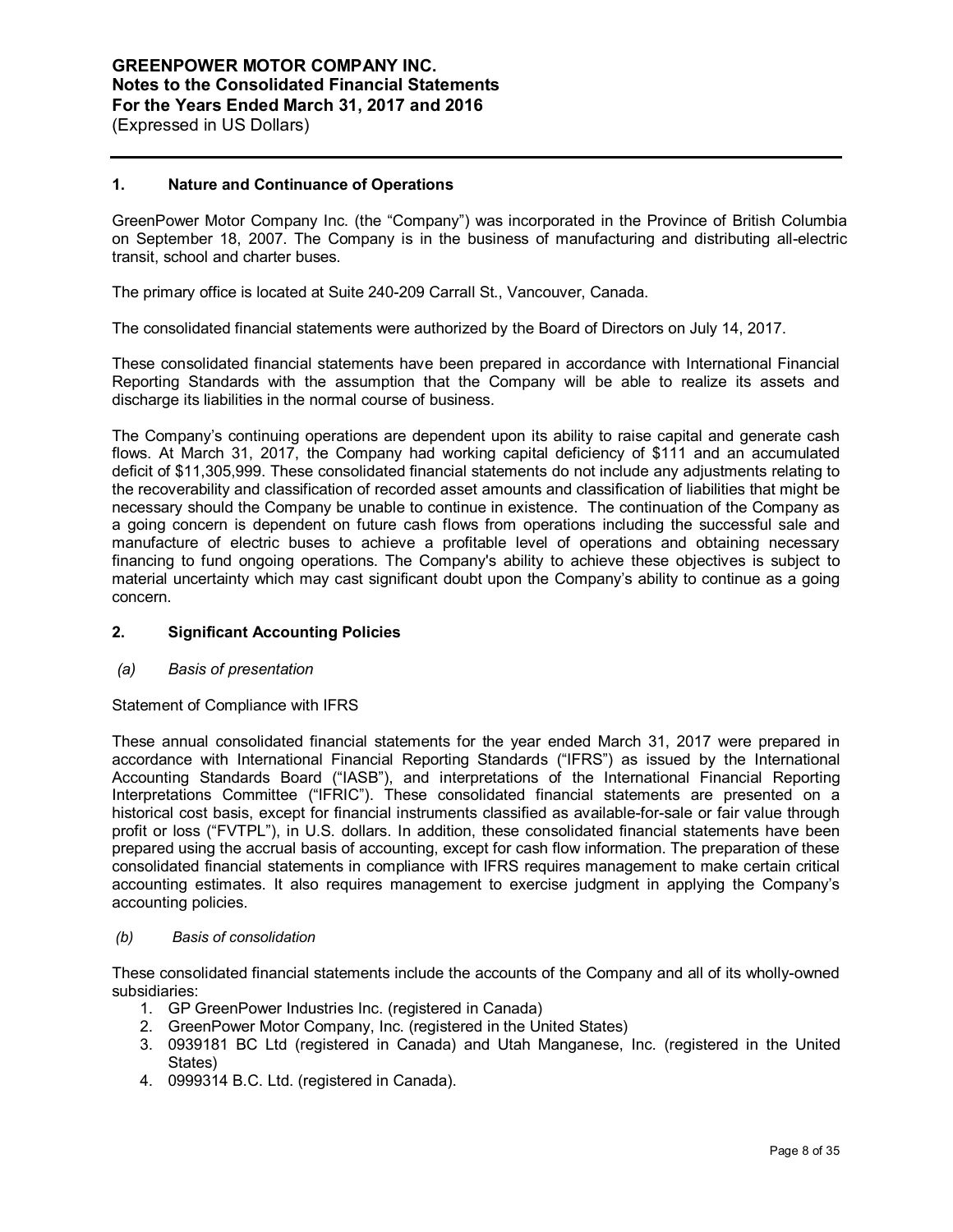## 1. Nature and Continuance of Operations

GreenPower Motor Company Inc. (the "Company") was incorporated in the Province of British Columbia on September 18, 2007. The Company is in the business of manufacturing and distributing all-electric transit, school and charter buses.

The primary office is located at Suite 240-209 Carrall St., Vancouver, Canada.

The consolidated financial statements were authorized by the Board of Directors on July 14, 2017.

These consolidated financial statements have been prepared in accordance with International Financial Reporting Standards with the assumption that the Company will be able to realize its assets and discharge its liabilities in the normal course of business.

The Company's continuing operations are dependent upon its ability to raise capital and generate cash flows. At March 31, 2017, the Company had working capital deficiency of $111 and an accumulated deficit of $11,305,999. These consolidated financial statements do not include any adjustments relating to the recoverability and classification of recorded asset amounts and classification of liabilities that might be necessary should the Company be unable to continue in existence. The continuation of the Company as a going concern is dependent on future cash flows from operations including the successful sale and manufacture of electric buses to achieve a profitable level of operations and obtaining necessary financing to fund ongoing operations. The Company's ability to achieve these objectives is subject to material uncertainty which may cast significant doubt upon the Company's ability to continue as a going concern.

## 2. Significant Accounting Policies

### *(a) Basis of presentation*

Statement of Compliance with IFRS

These annual consolidated financial statements for the year ended March 31, 2017 were prepared in accordance with International Financial Reporting Standards ("IFRS") as issued by the International Accounting Standards Board ("IASB"), and interpretations of the International Financial Reporting Interpretations Committee ("IFRIC"). These consolidated financial statements are presented on a historical cost basis, except for financial instruments classified as available-for-sale or fair value through profit or loss ("FVTPL"), in U.S. dollars. In addition, these consolidated financial statements have been prepared using the accrual basis of accounting, except for cash flow information. The preparation of these consolidated financial statements in compliance with IFRS requires management to make certain critical accounting estimates. It also requires management to exercise judgment in applying the Company's accounting policies.

### *(b) Basis of consolidation*

These consolidated financial statements include the accounts of the Company and all of its wholly-owned subsidiaries:

1. GP GreenPower Industries Inc. (registered in Canada)
2. GreenPower Motor Company, Inc. (registered in the United States)
3. 0939181 BC Ltd (registered in Canada) and Utah Manganese, Inc. (registered in the United States)
4. 0999314 B.C. Ltd. (registered in Canada).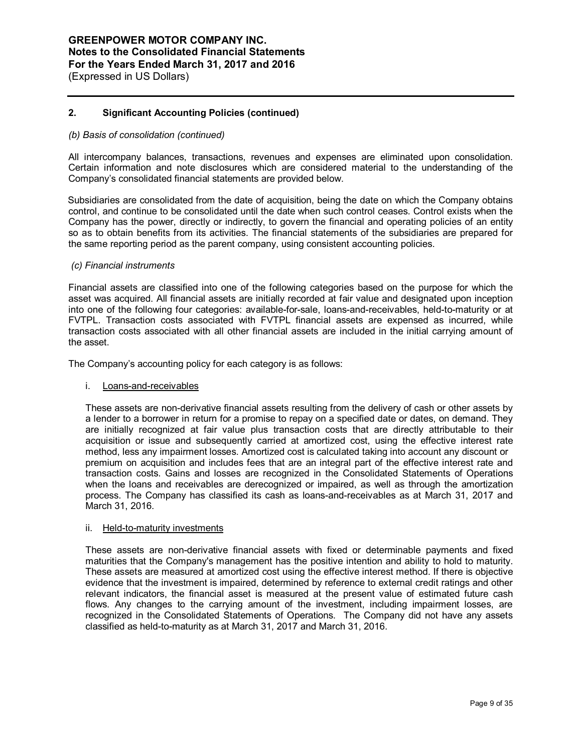## 2. Significant Accounting Policies (continued)

*(b) Basis of consolidation (continued)*

All intercompany balances, transactions, revenues and expenses are eliminated upon consolidation. Certain information and note disclosures which are considered material to the understanding of the Company's consolidated financial statements are provided below.

Subsidiaries are consolidated from the date of acquisition, being the date on which the Company obtains control, and continue to be consolidated until the date when such control ceases. Control exists when the Company has the power, directly or indirectly, to govern the financial and operating policies of an entity so as to obtain benefits from its activities. The financial statements of the subsidiaries are prepared for the same reporting period as the parent company, using consistent accounting policies.

*(c) Financial instruments*

Financial assets are classified into one of the following categories based on the purpose for which the asset was acquired. All financial assets are initially recorded at fair value and designated upon inception into one of the following four categories: available-for-sale, loans-and-receivables, held-to-maturity or at FVTPL. Transaction costs associated with FVTPL financial assets are expensed as incurred, while transaction costs associated with all other financial assets are included in the initial carrying amount of the asset.

The Company's accounting policy for each category is as follows:

i. Loans-and-receivables

These assets are non-derivative financial assets resulting from the delivery of cash or other assets by a lender to a borrower in return for a promise to repay on a specified date or dates, on demand. They are initially recognized at fair value plus transaction costs that are directly attributable to their acquisition or issue and subsequently carried at amortized cost, using the effective interest rate method, less any impairment losses. Amortized cost is calculated taking into account any discount or premium on acquisition and includes fees that are an integral part of the effective interest rate and transaction costs. Gains and losses are recognized in the Consolidated Statements of Operations when the loans and receivables are derecognized or impaired, as well as through the amortization process. The Company has classified its cash as loans-and-receivables as at March 31, 2017 and March 31, 2016.

ii. Held-to-maturity investments

These assets are non-derivative financial assets with fixed or determinable payments and fixed maturities that the Company's management has the positive intention and ability to hold to maturity. These assets are measured at amortized cost using the effective interest method. If there is objective evidence that the investment is impaired, determined by reference to external credit ratings and other relevant indicators, the financial asset is measured at the present value of estimated future cash flows. Any changes to the carrying amount of the investment, including impairment losses, are recognized in the Consolidated Statements of Operations. The Company did not have any assets classified as held-to-maturity as at March 31, 2017 and March 31, 2016.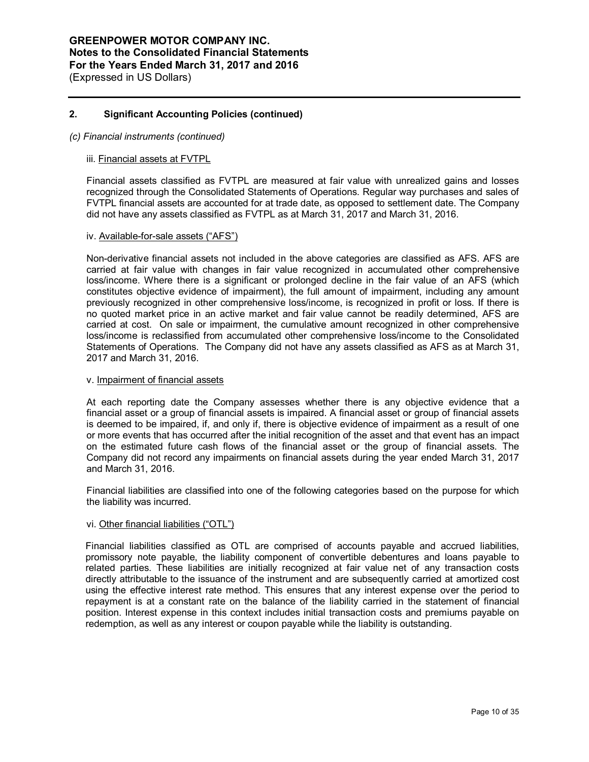## 2. Significant Accounting Policies (continued)

*(c) Financial instruments (continued)*

iii. Financial assets at FVTPL

Financial assets classified as FVTPL are measured at fair value with unrealized gains and losses recognized through the Consolidated Statements of Operations. Regular way purchases and sales of FVTPL financial assets are accounted for at trade date, as opposed to settlement date. The Company did not have any assets classified as FVTPL as at March 31, 2017 and March 31, 2016.

iv. Available-for-sale assets ("AFS")

Non-derivative financial assets not included in the above categories are classified as AFS. AFS are carried at fair value with changes in fair value recognized in accumulated other comprehensive loss/income. Where there is a significant or prolonged decline in the fair value of an AFS (which constitutes objective evidence of impairment), the full amount of impairment, including any amount previously recognized in other comprehensive loss/income, is recognized in profit or loss. If there is no quoted market price in an active market and fair value cannot be readily determined, AFS are carried at cost. On sale or impairment, the cumulative amount recognized in other comprehensive loss/income is reclassified from accumulated other comprehensive loss/income to the Consolidated Statements of Operations. The Company did not have any assets classified as AFS as at March 31, 2017 and March 31, 2016.

v. Impairment of financial assets

At each reporting date the Company assesses whether there is any objective evidence that a financial asset or a group of financial assets is impaired. A financial asset or group of financial assets is deemed to be impaired, if, and only if, there is objective evidence of impairment as a result of one or more events that has occurred after the initial recognition of the asset and that event has an impact on the estimated future cash flows of the financial asset or the group of financial assets. The Company did not record any impairments on financial assets during the year ended March 31, 2017 and March 31, 2016.

Financial liabilities are classified into one of the following categories based on the purpose for which the liability was incurred.

vi. Other financial liabilities ("OTL")

Financial liabilities classified as OTL are comprised of accounts payable and accrued liabilities, promissory note payable, the liability component of convertible debentures and loans payable to related parties. These liabilities are initially recognized at fair value net of any transaction costs directly attributable to the issuance of the instrument and are subsequently carried at amortized cost using the effective interest rate method. This ensures that any interest expense over the period to repayment is at a constant rate on the balance of the liability carried in the statement of financial position. Interest expense in this context includes initial transaction costs and premiums payable on redemption, as well as any interest or coupon payable while the liability is outstanding.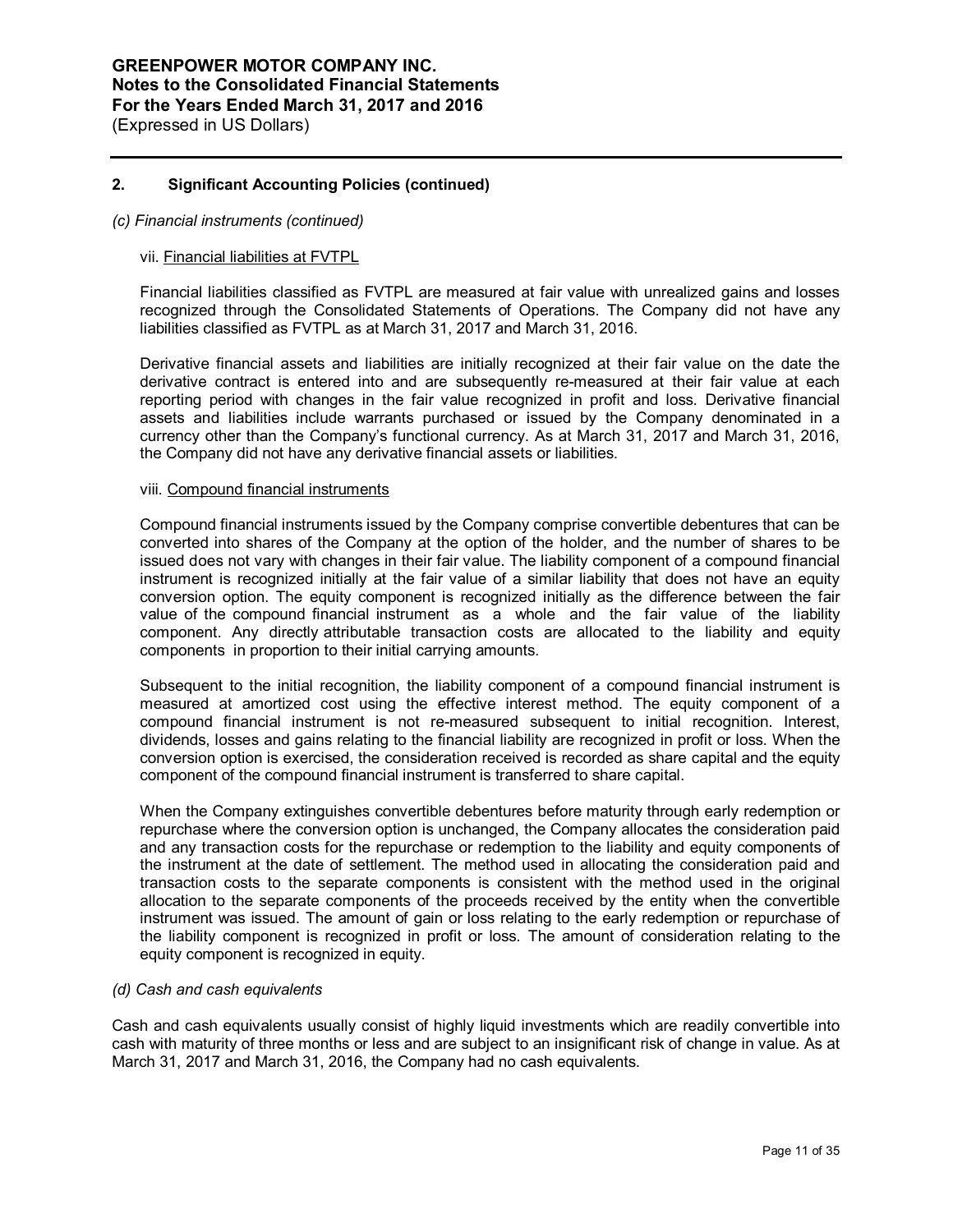## 2. Significant Accounting Policies (continued)

*(c) Financial instruments (continued)*

vii. Financial liabilities at FVTPL

Financial liabilities classified as FVTPL are measured at fair value with unrealized gains and losses recognized through the Consolidated Statements of Operations. The Company did not have any liabilities classified as FVTPL as at March 31, 2017 and March 31, 2016.

Derivative financial assets and liabilities are initially recognized at their fair value on the date the derivative contract is entered into and are subsequently re-measured at their fair value at each reporting period with changes in the fair value recognized in profit and loss. Derivative financial assets and liabilities include warrants purchased or issued by the Company denominated in a currency other than the Company's functional currency. As at March 31, 2017 and March 31, 2016, the Company did not have any derivative financial assets or liabilities.

viii. Compound financial instruments

Compound financial instruments issued by the Company comprise convertible debentures that can be converted into shares of the Company at the option of the holder, and the number of shares to be issued does not vary with changes in their fair value. The liability component of a compound financial instrument is recognized initially at the fair value of a similar liability that does not have an equity conversion option. The equity component is recognized initially as the difference between the fair value of the compound financial instrument as a whole and the fair value of the liability component. Any directly attributable transaction costs are allocated to the liability and equity components in proportion to their initial carrying amounts.

Subsequent to the initial recognition, the liability component of a compound financial instrument is measured at amortized cost using the effective interest method. The equity component of a compound financial instrument is not re-measured subsequent to initial recognition. Interest, dividends, losses and gains relating to the financial liability are recognized in profit or loss. When the conversion option is exercised, the consideration received is recorded as share capital and the equity component of the compound financial instrument is transferred to share capital.

When the Company extinguishes convertible debentures before maturity through early redemption or repurchase where the conversion option is unchanged, the Company allocates the consideration paid and any transaction costs for the repurchase or redemption to the liability and equity components of the instrument at the date of settlement. The method used in allocating the consideration paid and transaction costs to the separate components is consistent with the method used in the original allocation to the separate components of the proceeds received by the entity when the convertible instrument was issued. The amount of gain or loss relating to the early redemption or repurchase of the liability component is recognized in profit or loss. The amount of consideration relating to the equity component is recognized in equity.

*(d) Cash and cash equivalents*

Cash and cash equivalents usually consist of highly liquid investments which are readily convertible into cash with maturity of three months or less and are subject to an insignificant risk of change in value. As at March 31, 2017 and March 31, 2016, the Company had no cash equivalents.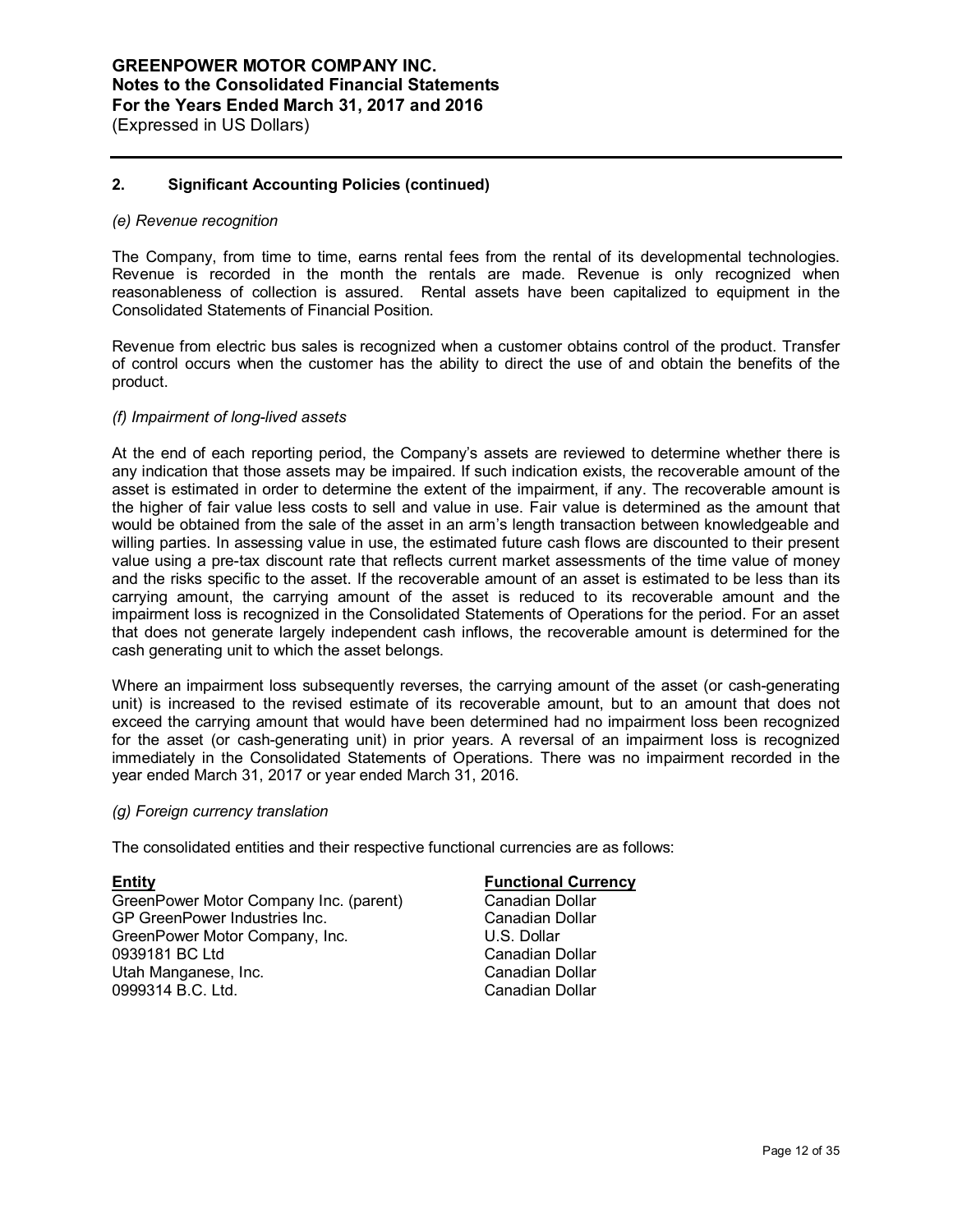## 2. Significant Accounting Policies (continued)

*(e) Revenue recognition*

The Company, from time to time, earns rental fees from the rental of its developmental technologies. Revenue is recorded in the month the rentals are made. Revenue is only recognized when reasonableness of collection is assured. Rental assets have been capitalized to equipment in the Consolidated Statements of Financial Position.

Revenue from electric bus sales is recognized when a customer obtains control of the product. Transfer of control occurs when the customer has the ability to direct the use of and obtain the benefits of the product.

*(f) Impairment of long-lived assets*

At the end of each reporting period, the Company's assets are reviewed to determine whether there is any indication that those assets may be impaired. If such indication exists, the recoverable amount of the asset is estimated in order to determine the extent of the impairment, if any. The recoverable amount is the higher of fair value less costs to sell and value in use. Fair value is determined as the amount that would be obtained from the sale of the asset in an arm's length transaction between knowledgeable and willing parties. In assessing value in use, the estimated future cash flows are discounted to their present value using a pre-tax discount rate that reflects current market assessments of the time value of money and the risks specific to the asset. If the recoverable amount of an asset is estimated to be less than its carrying amount, the carrying amount of the asset is reduced to its recoverable amount and the impairment loss is recognized in the Consolidated Statements of Operations for the period. For an asset that does not generate largely independent cash inflows, the recoverable amount is determined for the cash generating unit to which the asset belongs.

Where an impairment loss subsequently reverses, the carrying amount of the asset (or cash-generating unit) is increased to the revised estimate of its recoverable amount, but to an amount that does not exceed the carrying amount that would have been determined had no impairment loss been recognized for the asset (or cash-generating unit) in prior years. A reversal of an impairment loss is recognized immediately in the Consolidated Statements of Operations. There was no impairment recorded in the year ended March 31, 2017 or year ended March 31, 2016.

*(g) Foreign currency translation*

The consolidated entities and their respective functional currencies are as follows:

| Entity | Functional Currency |
|---|---|
| GreenPower Motor Company Inc. (parent) | Canadian Dollar |
| GP GreenPower Industries Inc. | Canadian Dollar |
| GreenPower Motor Company, Inc. | U.S. Dollar |
| 0939181 BC Ltd | Canadian Dollar |
| Utah Manganese, Inc. | Canadian Dollar |
| 0999314 B.C. Ltd. | Canadian Dollar |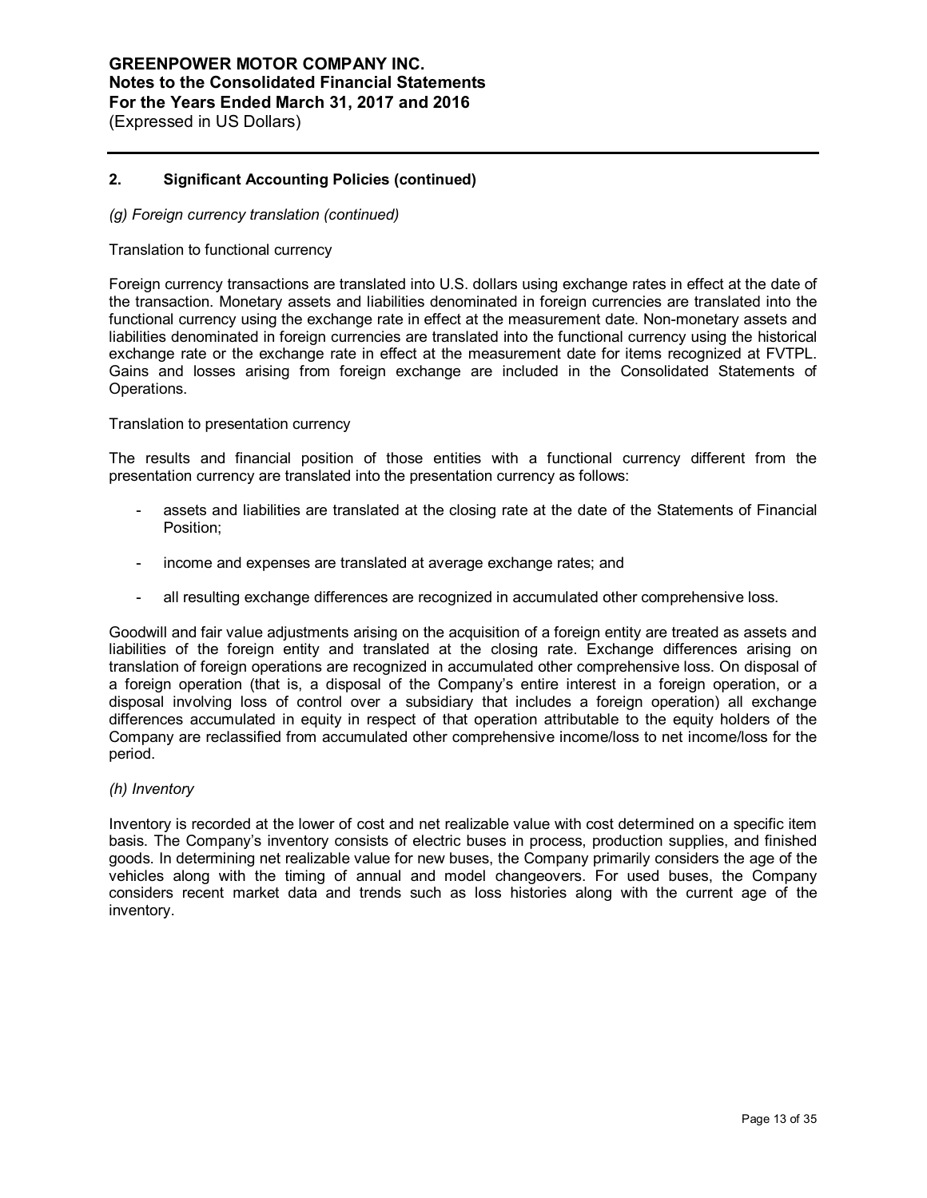## 2. Significant Accounting Policies (continued)

*(g) Foreign currency translation (continued)*

Translation to functional currency

Foreign currency transactions are translated into U.S. dollars using exchange rates in effect at the date of the transaction. Monetary assets and liabilities denominated in foreign currencies are translated into the functional currency using the exchange rate in effect at the measurement date. Non-monetary assets and liabilities denominated in foreign currencies are translated into the functional currency using the historical exchange rate or the exchange rate in effect at the measurement date for items recognized at FVTPL. Gains and losses arising from foreign exchange are included in the Consolidated Statements of Operations.

Translation to presentation currency

The results and financial position of those entities with a functional currency different from the presentation currency are translated into the presentation currency as follows:

- assets and liabilities are translated at the closing rate at the date of the Statements of Financial Position;
- income and expenses are translated at average exchange rates; and
- all resulting exchange differences are recognized in accumulated other comprehensive loss.

Goodwill and fair value adjustments arising on the acquisition of a foreign entity are treated as assets and liabilities of the foreign entity and translated at the closing rate. Exchange differences arising on translation of foreign operations are recognized in accumulated other comprehensive loss. On disposal of a foreign operation (that is, a disposal of the Company's entire interest in a foreign operation, or a disposal involving loss of control over a subsidiary that includes a foreign operation) all exchange differences accumulated in equity in respect of that operation attributable to the equity holders of the Company are reclassified from accumulated other comprehensive income/loss to net income/loss for the period.

*(h) Inventory*

Inventory is recorded at the lower of cost and net realizable value with cost determined on a specific item basis. The Company's inventory consists of electric buses in process, production supplies, and finished goods. In determining net realizable value for new buses, the Company primarily considers the age of the vehicles along with the timing of annual and model changeovers. For used buses, the Company considers recent market data and trends such as loss histories along with the current age of the inventory.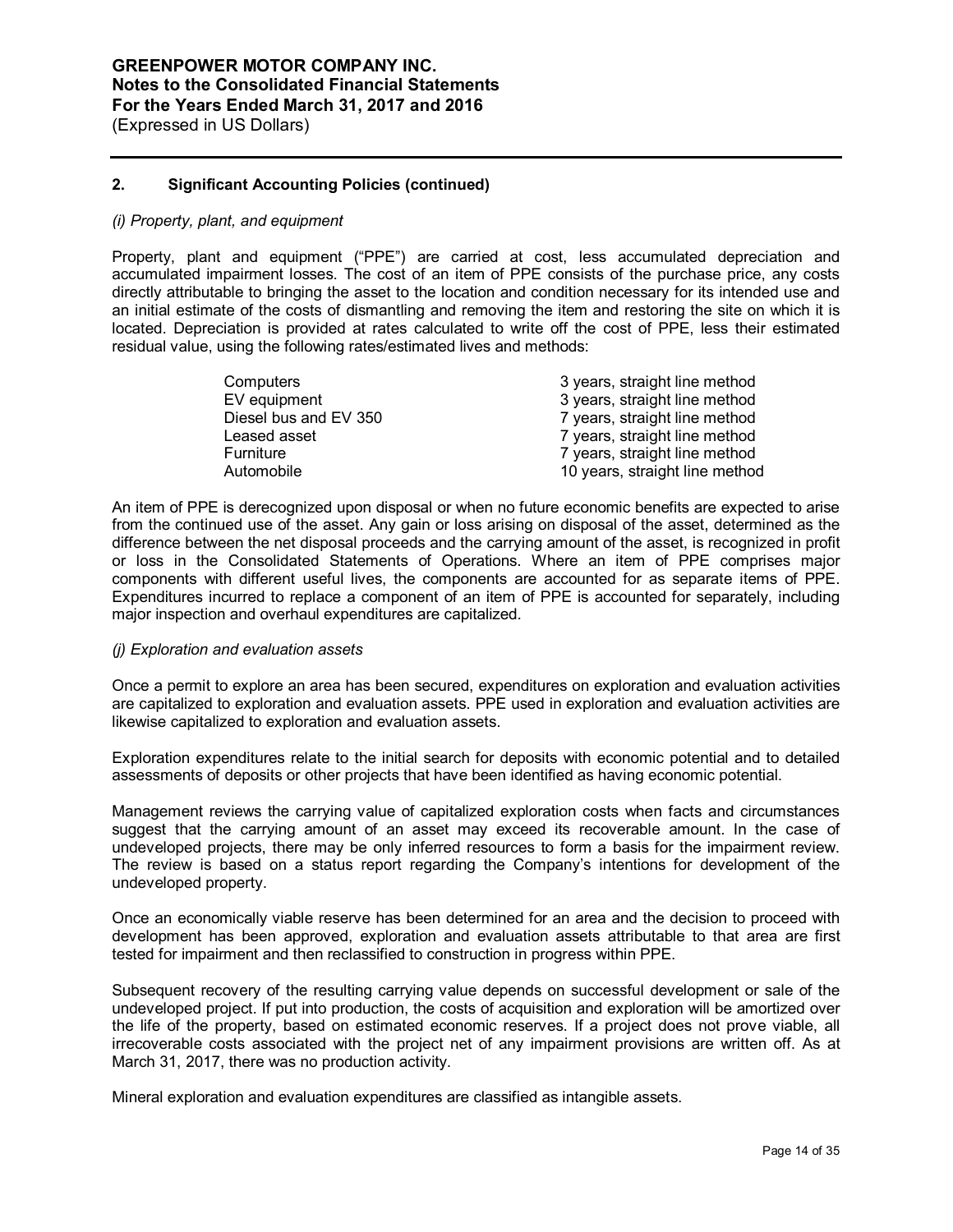## 2. Significant Accounting Policies (continued)

### *(i) Property, plant, and equipment*

Property, plant and equipment ("PPE") are carried at cost, less accumulated depreciation and accumulated impairment losses. The cost of an item of PPE consists of the purchase price, any costs directly attributable to bringing the asset to the location and condition necessary for its intended use and an initial estimate of the costs of dismantling and removing the item and restoring the site on which it is located. Depreciation is provided at rates calculated to write off the cost of PPE, less their estimated residual value, using the following rates/estimated lives and methods:

| | |
|---|---|
| Computers | 3 years, straight line method |
| EV equipment | 3 years, straight line method |
| Diesel bus and EV 350 | 7 years, straight line method |
| Leased asset | 7 years, straight line method |
| Furniture | 7 years, straight line method |
| Automobile | 10 years, straight line method |

An item of PPE is derecognized upon disposal or when no future economic benefits are expected to arise from the continued use of the asset. Any gain or loss arising on disposal of the asset, determined as the difference between the net disposal proceeds and the carrying amount of the asset, is recognized in profit or loss in the Consolidated Statements of Operations. Where an item of PPE comprises major components with different useful lives, the components are accounted for as separate items of PPE. Expenditures incurred to replace a component of an item of PPE is accounted for separately, including major inspection and overhaul expenditures are capitalized.

### *(j) Exploration and evaluation assets*

Once a permit to explore an area has been secured, expenditures on exploration and evaluation activities are capitalized to exploration and evaluation assets. PPE used in exploration and evaluation activities are likewise capitalized to exploration and evaluation assets.

Exploration expenditures relate to the initial search for deposits with economic potential and to detailed assessments of deposits or other projects that have been identified as having economic potential.

Management reviews the carrying value of capitalized exploration costs when facts and circumstances suggest that the carrying amount of an asset may exceed its recoverable amount. In the case of undeveloped projects, there may be only inferred resources to form a basis for the impairment review. The review is based on a status report regarding the Company's intentions for development of the undeveloped property.

Once an economically viable reserve has been determined for an area and the decision to proceed with development has been approved, exploration and evaluation assets attributable to that area are first tested for impairment and then reclassified to construction in progress within PPE.

Subsequent recovery of the resulting carrying value depends on successful development or sale of the undeveloped project. If put into production, the costs of acquisition and exploration will be amortized over the life of the property, based on estimated economic reserves. If a project does not prove viable, all irrecoverable costs associated with the project net of any impairment provisions are written off. As at March 31, 2017, there was no production activity.

Mineral exploration and evaluation expenditures are classified as intangible assets.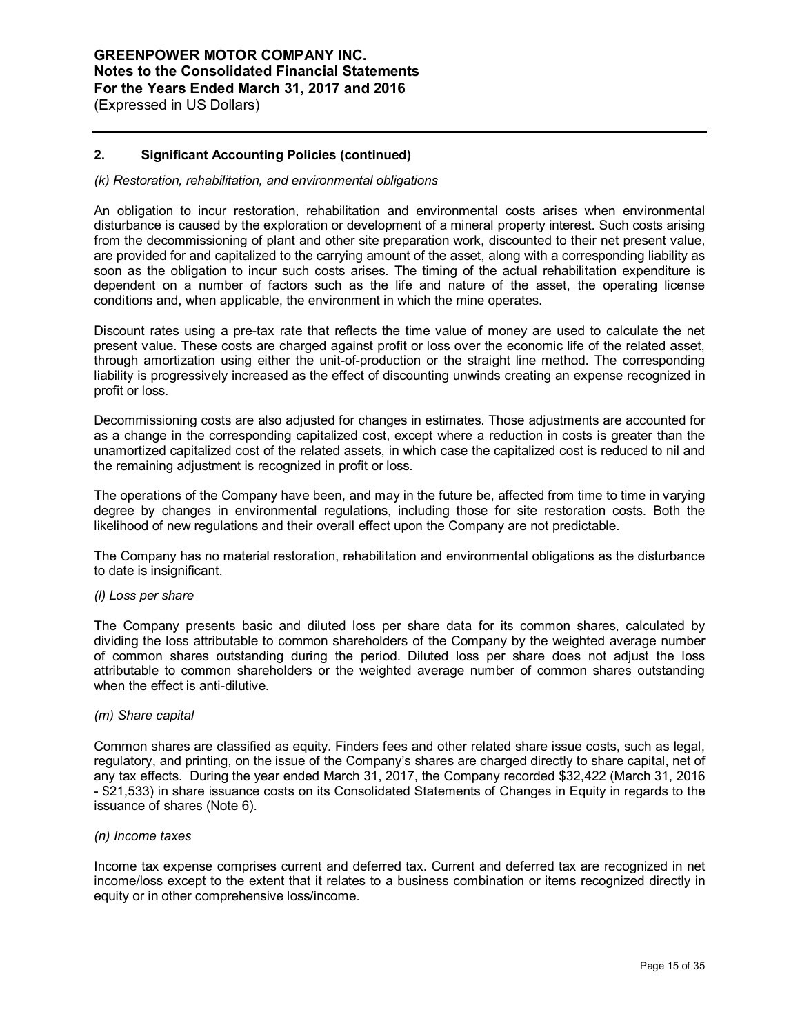## 2. Significant Accounting Policies (continued)

*(k) Restoration, rehabilitation, and environmental obligations*

An obligation to incur restoration, rehabilitation and environmental costs arises when environmental disturbance is caused by the exploration or development of a mineral property interest. Such costs arising from the decommissioning of plant and other site preparation work, discounted to their net present value, are provided for and capitalized to the carrying amount of the asset, along with a corresponding liability as soon as the obligation to incur such costs arises. The timing of the actual rehabilitation expenditure is dependent on a number of factors such as the life and nature of the asset, the operating license conditions and, when applicable, the environment in which the mine operates.

Discount rates using a pre-tax rate that reflects the time value of money are used to calculate the net present value. These costs are charged against profit or loss over the economic life of the related asset, through amortization using either the unit-of-production or the straight line method. The corresponding liability is progressively increased as the effect of discounting unwinds creating an expense recognized in profit or loss.

Decommissioning costs are also adjusted for changes in estimates. Those adjustments are accounted for as a change in the corresponding capitalized cost, except where a reduction in costs is greater than the unamortized capitalized cost of the related assets, in which case the capitalized cost is reduced to nil and the remaining adjustment is recognized in profit or loss.

The operations of the Company have been, and may in the future be, affected from time to time in varying degree by changes in environmental regulations, including those for site restoration costs. Both the likelihood of new regulations and their overall effect upon the Company are not predictable.

The Company has no material restoration, rehabilitation and environmental obligations as the disturbance to date is insignificant.

*(l) Loss per share*

The Company presents basic and diluted loss per share data for its common shares, calculated by dividing the loss attributable to common shareholders of the Company by the weighted average number of common shares outstanding during the period. Diluted loss per share does not adjust the loss attributable to common shareholders or the weighted average number of common shares outstanding when the effect is anti-dilutive.

*(m) Share capital*

Common shares are classified as equity. Finders fees and other related share issue costs, such as legal, regulatory, and printing, on the issue of the Company's shares are charged directly to share capital, net of any tax effects. During the year ended March 31, 2017, the Company recorded $32,422 (March 31, 2016 - $21,533) in share issuance costs on its Consolidated Statements of Changes in Equity in regards to the issuance of shares (Note 6).

*(n) Income taxes*

Income tax expense comprises current and deferred tax. Current and deferred tax are recognized in net income/loss except to the extent that it relates to a business combination or items recognized directly in equity or in other comprehensive loss/income.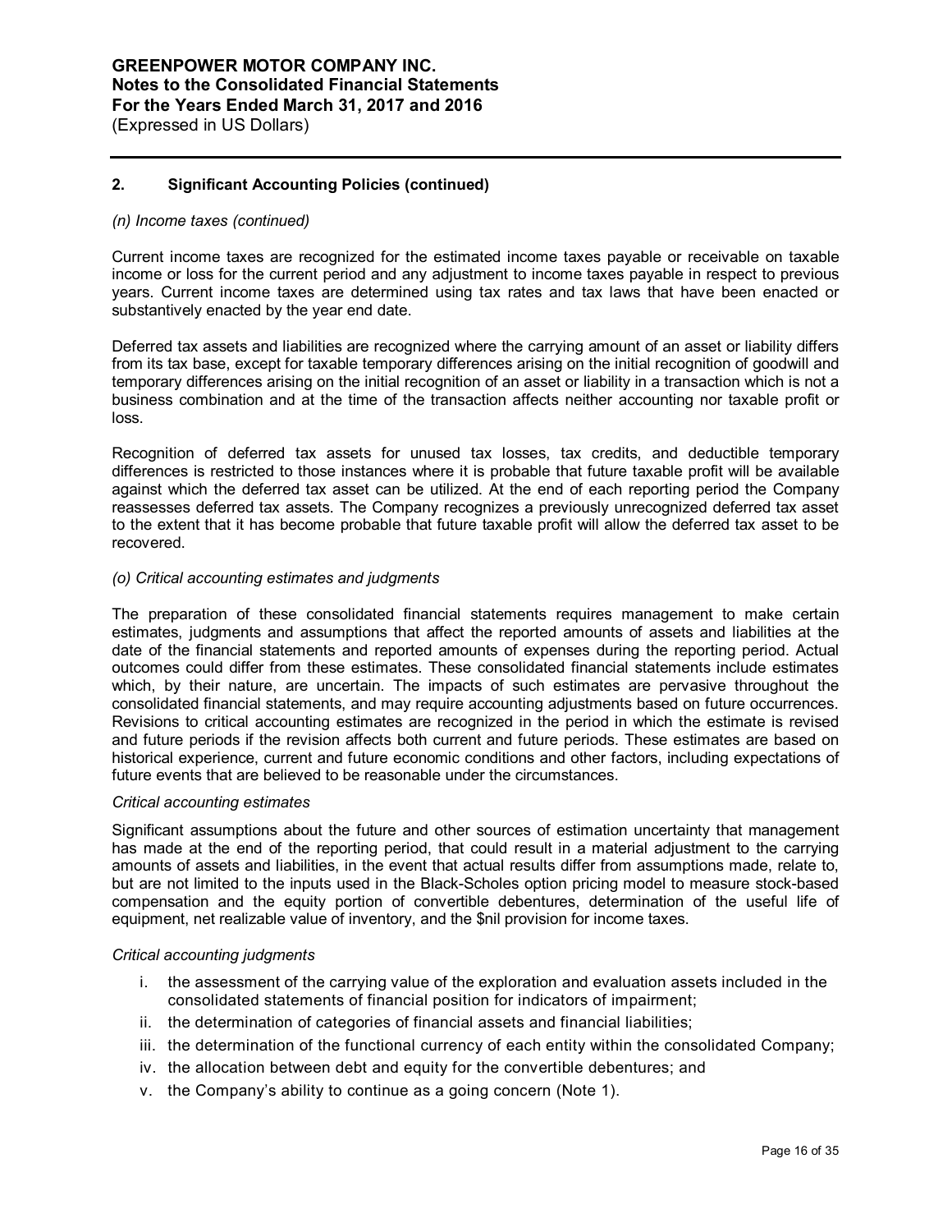## 2. Significant Accounting Policies (continued)

*(n) Income taxes (continued)*

Current income taxes are recognized for the estimated income taxes payable or receivable on taxable income or loss for the current period and any adjustment to income taxes payable in respect to previous years. Current income taxes are determined using tax rates and tax laws that have been enacted or substantively enacted by the year end date.

Deferred tax assets and liabilities are recognized where the carrying amount of an asset or liability differs from its tax base, except for taxable temporary differences arising on the initial recognition of goodwill and temporary differences arising on the initial recognition of an asset or liability in a transaction which is not a business combination and at the time of the transaction affects neither accounting nor taxable profit or loss.

Recognition of deferred tax assets for unused tax losses, tax credits, and deductible temporary differences is restricted to those instances where it is probable that future taxable profit will be available against which the deferred tax asset can be utilized. At the end of each reporting period the Company reassesses deferred tax assets. The Company recognizes a previously unrecognized deferred tax asset to the extent that it has become probable that future taxable profit will allow the deferred tax asset to be recovered.

*(o) Critical accounting estimates and judgments*

The preparation of these consolidated financial statements requires management to make certain estimates, judgments and assumptions that affect the reported amounts of assets and liabilities at the date of the financial statements and reported amounts of expenses during the reporting period. Actual outcomes could differ from these estimates. These consolidated financial statements include estimates which, by their nature, are uncertain. The impacts of such estimates are pervasive throughout the consolidated financial statements, and may require accounting adjustments based on future occurrences. Revisions to critical accounting estimates are recognized in the period in which the estimate is revised and future periods if the revision affects both current and future periods. These estimates are based on historical experience, current and future economic conditions and other factors, including expectations of future events that are believed to be reasonable under the circumstances.

*Critical accounting estimates*

Significant assumptions about the future and other sources of estimation uncertainty that management has made at the end of the reporting period, that could result in a material adjustment to the carrying amounts of assets and liabilities, in the event that actual results differ from assumptions made, relate to, but are not limited to the inputs used in the Black-Scholes option pricing model to measure stock-based compensation and the equity portion of convertible debentures, determination of the useful life of equipment, net realizable value of inventory, and the $nil provision for income taxes.

*Critical accounting judgments*

i. the assessment of the carrying value of the exploration and evaluation assets included in the consolidated statements of financial position for indicators of impairment;
ii. the determination of categories of financial assets and financial liabilities;
iii. the determination of the functional currency of each entity within the consolidated Company;
iv. the allocation between debt and equity for the convertible debentures; and
v. the Company's ability to continue as a going concern (Note 1).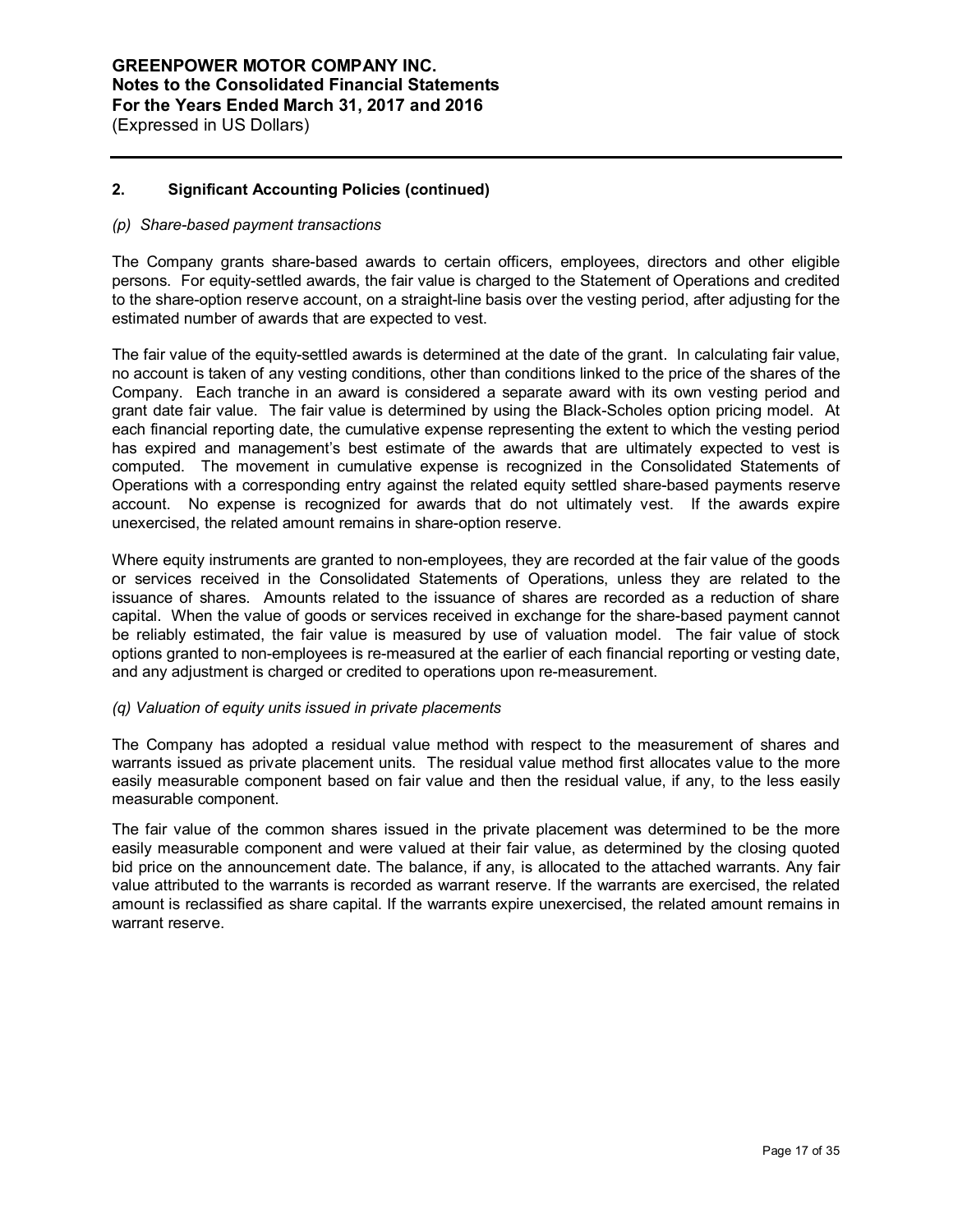## 2. Significant Accounting Policies (continued)

*(p) Share-based payment transactions*

The Company grants share-based awards to certain officers, employees, directors and other eligible persons. For equity-settled awards, the fair value is charged to the Statement of Operations and credited to the share-option reserve account, on a straight-line basis over the vesting period, after adjusting for the estimated number of awards that are expected to vest.

The fair value of the equity-settled awards is determined at the date of the grant. In calculating fair value, no account is taken of any vesting conditions, other than conditions linked to the price of the shares of the Company. Each tranche in an award is considered a separate award with its own vesting period and grant date fair value. The fair value is determined by using the Black-Scholes option pricing model. At each financial reporting date, the cumulative expense representing the extent to which the vesting period has expired and management's best estimate of the awards that are ultimately expected to vest is computed. The movement in cumulative expense is recognized in the Consolidated Statements of Operations with a corresponding entry against the related equity settled share-based payments reserve account. No expense is recognized for awards that do not ultimately vest. If the awards expire unexercised, the related amount remains in share-option reserve.

Where equity instruments are granted to non-employees, they are recorded at the fair value of the goods or services received in the Consolidated Statements of Operations, unless they are related to the issuance of shares. Amounts related to the issuance of shares are recorded as a reduction of share capital. When the value of goods or services received in exchange for the share-based payment cannot be reliably estimated, the fair value is measured by use of valuation model. The fair value of stock options granted to non-employees is re-measured at the earlier of each financial reporting or vesting date, and any adjustment is charged or credited to operations upon re-measurement.

*(q) Valuation of equity units issued in private placements*

The Company has adopted a residual value method with respect to the measurement of shares and warrants issued as private placement units. The residual value method first allocates value to the more easily measurable component based on fair value and then the residual value, if any, to the less easily measurable component.

The fair value of the common shares issued in the private placement was determined to be the more easily measurable component and were valued at their fair value, as determined by the closing quoted bid price on the announcement date. The balance, if any, is allocated to the attached warrants. Any fair value attributed to the warrants is recorded as warrant reserve. If the warrants are exercised, the related amount is reclassified as share capital. If the warrants expire unexercised, the related amount remains in warrant reserve.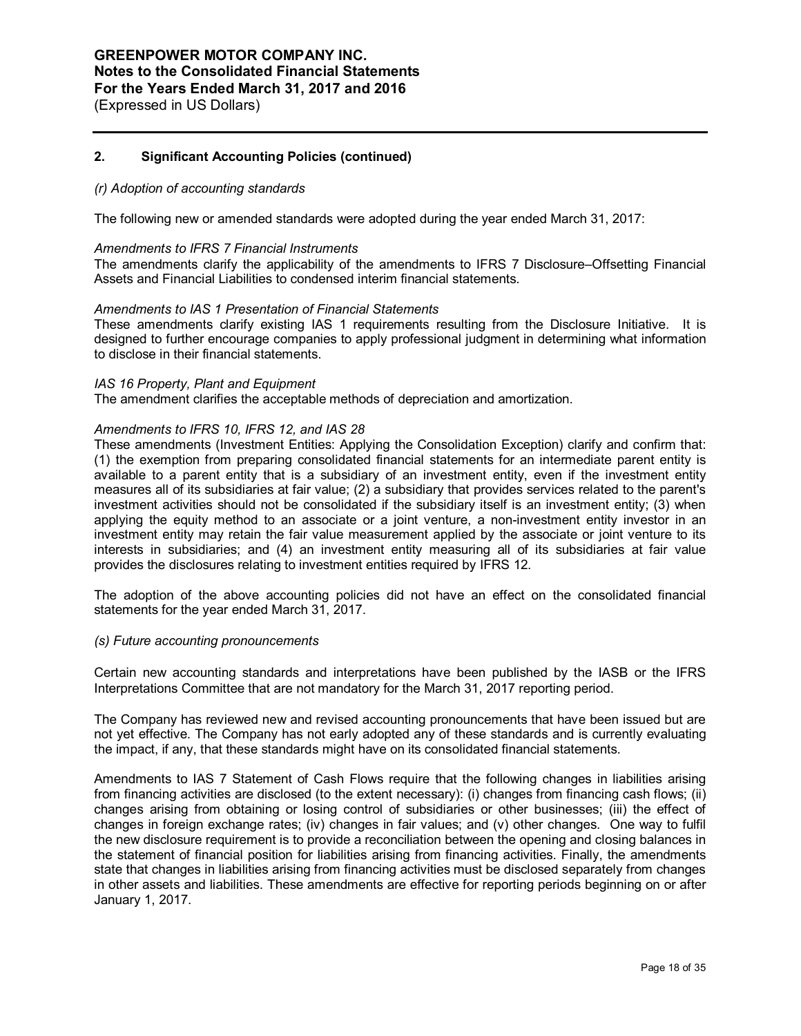## 2. Significant Accounting Policies (continued)

*(r) Adoption of accounting standards*

The following new or amended standards were adopted during the year ended March 31, 2017:

*Amendments to IFRS 7 Financial Instruments*
The amendments clarify the applicability of the amendments to IFRS 7 Disclosure–Offsetting Financial Assets and Financial Liabilities to condensed interim financial statements.

*Amendments to IAS 1 Presentation of Financial Statements*
These amendments clarify existing IAS 1 requirements resulting from the Disclosure Initiative. It is designed to further encourage companies to apply professional judgment in determining what information to disclose in their financial statements.

*IAS 16 Property, Plant and Equipment*
The amendment clarifies the acceptable methods of depreciation and amortization.

*Amendments to IFRS 10, IFRS 12, and IAS 28*
These amendments (Investment Entities: Applying the Consolidation Exception) clarify and confirm that: (1) the exemption from preparing consolidated financial statements for an intermediate parent entity is available to a parent entity that is a subsidiary of an investment entity, even if the investment entity measures all of its subsidiaries at fair value; (2) a subsidiary that provides services related to the parent's investment activities should not be consolidated if the subsidiary itself is an investment entity; (3) when applying the equity method to an associate or a joint venture, a non-investment entity investor in an investment entity may retain the fair value measurement applied by the associate or joint venture to its interests in subsidiaries; and (4) an investment entity measuring all of its subsidiaries at fair value provides the disclosures relating to investment entities required by IFRS 12.

The adoption of the above accounting policies did not have an effect on the consolidated financial statements for the year ended March 31, 2017.

*(s) Future accounting pronouncements*

Certain new accounting standards and interpretations have been published by the IASB or the IFRS Interpretations Committee that are not mandatory for the March 31, 2017 reporting period.

The Company has reviewed new and revised accounting pronouncements that have been issued but are not yet effective. The Company has not early adopted any of these standards and is currently evaluating the impact, if any, that these standards might have on its consolidated financial statements.

Amendments to IAS 7 Statement of Cash Flows require that the following changes in liabilities arising from financing activities are disclosed (to the extent necessary): (i) changes from financing cash flows; (ii) changes arising from obtaining or losing control of subsidiaries or other businesses; (iii) the effect of changes in foreign exchange rates; (iv) changes in fair values; and (v) other changes. One way to fulfil the new disclosure requirement is to provide a reconciliation between the opening and closing balances in the statement of financial position for liabilities arising from financing activities. Finally, the amendments state that changes in liabilities arising from financing activities must be disclosed separately from changes in other assets and liabilities. These amendments are effective for reporting periods beginning on or after January 1, 2017.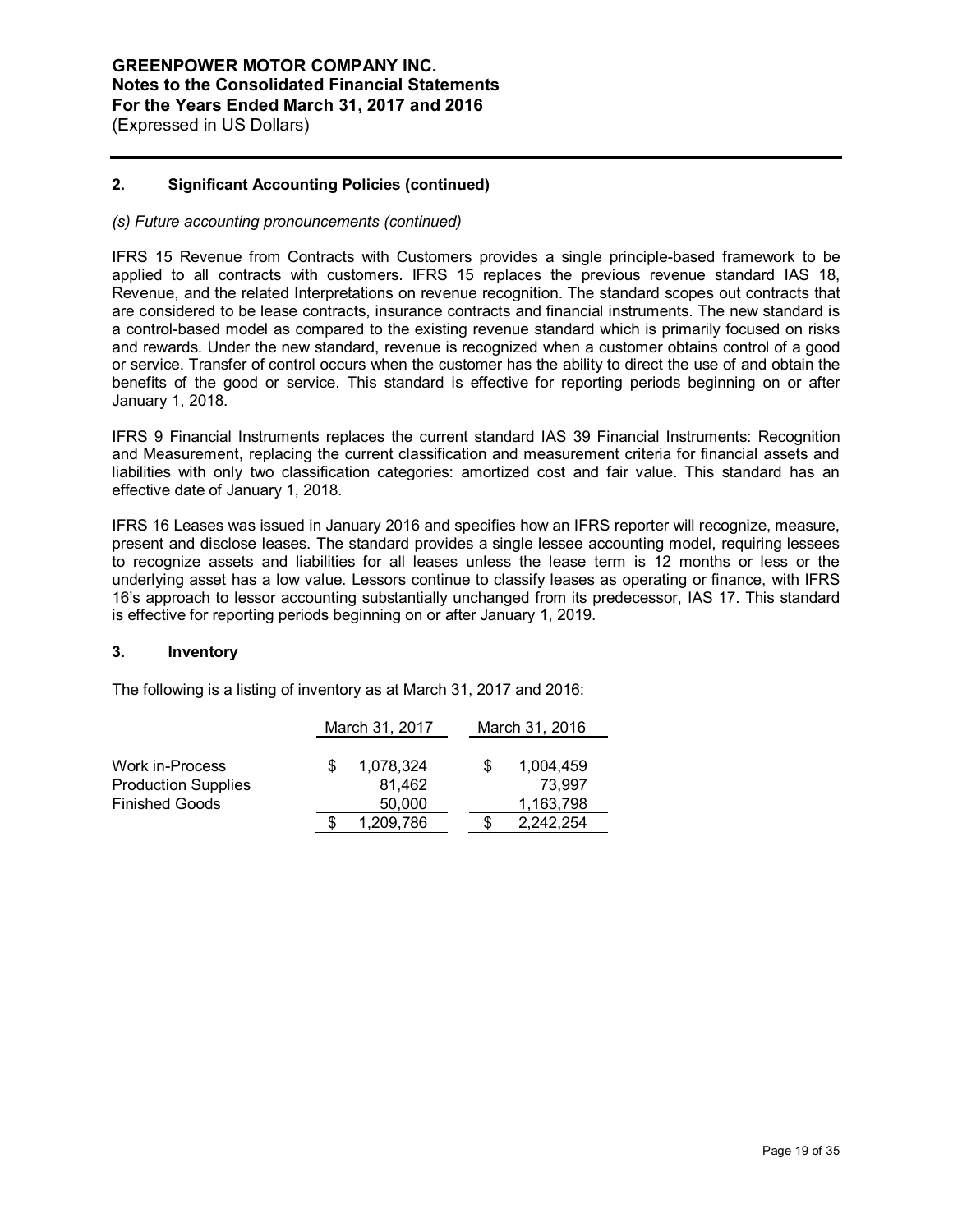## 2. Significant Accounting Policies (continued)

*(s) Future accounting pronouncements (continued)*

IFRS 15 Revenue from Contracts with Customers provides a single principle-based framework to be applied to all contracts with customers. IFRS 15 replaces the previous revenue standard IAS 18, Revenue, and the related Interpretations on revenue recognition. The standard scopes out contracts that are considered to be lease contracts, insurance contracts and financial instruments. The new standard is a control-based model as compared to the existing revenue standard which is primarily focused on risks and rewards. Under the new standard, revenue is recognized when a customer obtains control of a good or service. Transfer of control occurs when the customer has the ability to direct the use of and obtain the benefits of the good or service. This standard is effective for reporting periods beginning on or after January 1, 2018.

IFRS 9 Financial Instruments replaces the current standard IAS 39 Financial Instruments: Recognition and Measurement, replacing the current classification and measurement criteria for financial assets and liabilities with only two classification categories: amortized cost and fair value. This standard has an effective date of January 1, 2018.

IFRS 16 Leases was issued in January 2016 and specifies how an IFRS reporter will recognize, measure, present and disclose leases. The standard provides a single lessee accounting model, requiring lessees to recognize assets and liabilities for all leases unless the lease term is 12 months or less or the underlying asset has a low value. Lessors continue to classify leases as operating or finance, with IFRS 16's approach to lessor accounting substantially unchanged from its predecessor, IAS 17. This standard is effective for reporting periods beginning on or after January 1, 2019.

## 3. Inventory

The following is a listing of inventory as at March 31, 2017 and 2016:

| | March 31, 2017 | March 31, 2016 |
|---|---|---|
| Work in-Process | $ 1,078,324 | $ 1,004,459 |
| Production Supplies | 81,462 | 73,997 |
| Finished Goods | 50,000 | 1,163,798 |
| | $ 1,209,786 | $ 2,242,254 |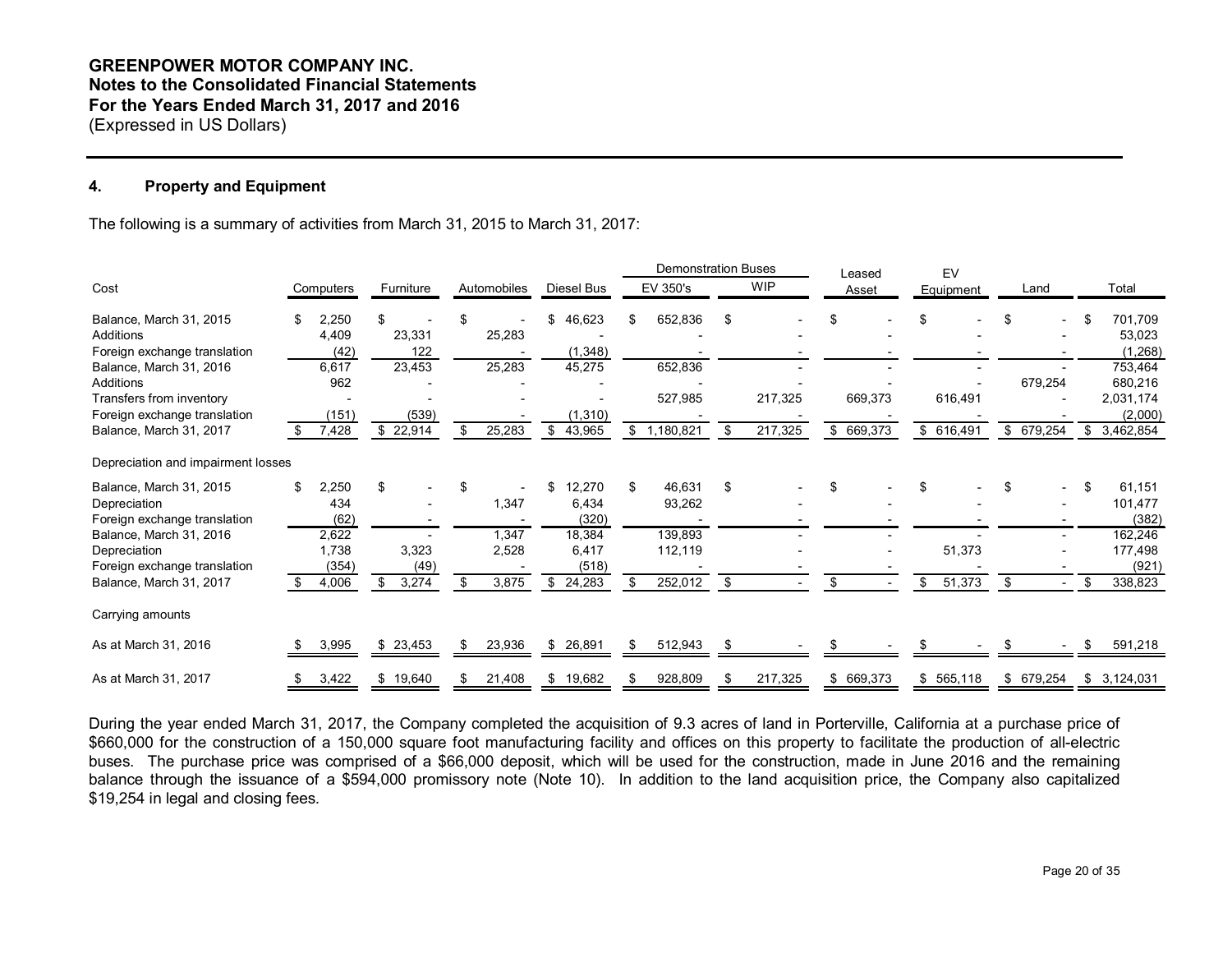**GREENPOWER MOTOR COMPANY INC.**
**Notes to the Consolidated Financial Statements**
**For the Years Ended March 31, 2017 and 2016**
(Expressed in US Dollars)

#### 4. Property and Equipment

The following is a summary of activities from March 31, 2015 to March 31, 2017:

| | | | | | Demonstration Buses | | | | | |
|---|---|---|---|---|---|---|---|---|---|---|
| Cost | Computers | Furniture | Automobiles | Diesel Bus | EV 350's | WIP | Leased Asset | EV Equipment | Land | Total |
| Balance, March 31, 2015 | $ 2,250 | $ - | $ - | $ 46,623 | $ 652,836 | $ - | $ - | $ - | $ - | $ 701,709 |
| Additions | 4,409 | 23,331 | 25,283 | - | - | - | - | - | - | 53,023 |
| Foreign exchange translation | (42) | 122 | - | (1,348) | - | - | - | - | - | (1,268) |
| Balance, March 31, 2016 | 6,617 | 23,453 | 25,283 | 45,275 | 652,836 | - | - | - | - | 753,464 |
| Additions | 962 | - | - | - | - | - | - | - | 679,254 | 680,216 |
| Transfers from inventory | - | - | - | - | 527,985 | 217,325 | 669,373 | 616,491 | - | 2,031,174 |
| Foreign exchange translation | (151) | (539) | - | (1,310) | - | - | - | - | - | (2,000) |
| Balance, March 31, 2017 | $ 7,428 | $ 22,914 | $ 25,283 | $ 43,965 | $ 1,180,821 | $ 217,325 | $ 669,373 | $ 616,491 | $ 679,254 | $ 3,462,854 |
| Depreciation and impairment losses | | | | | | | | | | |
| Balance, March 31, 2015 | $ 2,250 | $ - | $ - | $ 12,270 | $ 46,631 | $ - | $ - | $ - | $ - | $ 61,151 |
| Depreciation | 434 | - | 1,347 | 6,434 | 93,262 | - | - | - | - | 101,477 |
| Foreign exchange translation | (62) | - | - | (320) | - | - | - | - | - | (382) |
| Balance, March 31, 2016 | 2,622 | - | 1,347 | 18,384 | 139,893 | - | - | - | - | 162,246 |
| Depreciation | 1,738 | 3,323 | 2,528 | 6,417 | 112,119 | - | - | 51,373 | - | 177,498 |
| Foreign exchange translation | (354) | (49) | - | (518) | - | - | - | - | - | (921) |
| Balance, March 31, 2017 | $ 4,006 | $ 3,274 | $ 3,875 | $ 24,283 | $ 252,012 | $ - | $ - | $ 51,373 | $ - | $ 338,823 |
| Carrying amounts | | | | | | | | | | |
| As at March 31, 2016 | $ 3,995 | $ 23,453 | $ 23,936 | $ 26,891 | $ 512,943 | $ - | $ - | $ - | $ - | $ 591,218 |
| As at March 31, 2017 | $ 3,422 | $ 19,640 | $ 21,408 | $ 19,682 | $ 928,809 | $ 217,325 | $ 669,373 | $ 565,118 | $ 679,254 | $ 3,124,031 |

During the year ended March 31, 2017, the Company completed the acquisition of 9.3 acres of land in Porterville, California at a purchase price of $660,000 for the construction of a 150,000 square foot manufacturing facility and offices on this property to facilitate the production of all-electric buses. The purchase price was comprised of a $66,000 deposit, which will be used for the construction, made in June 2016 and the remaining balance through the issuance of a $594,000 promissory note (Note 10). In addition to the land acquisition price, the Company also capitalized $19,254 in legal and closing fees.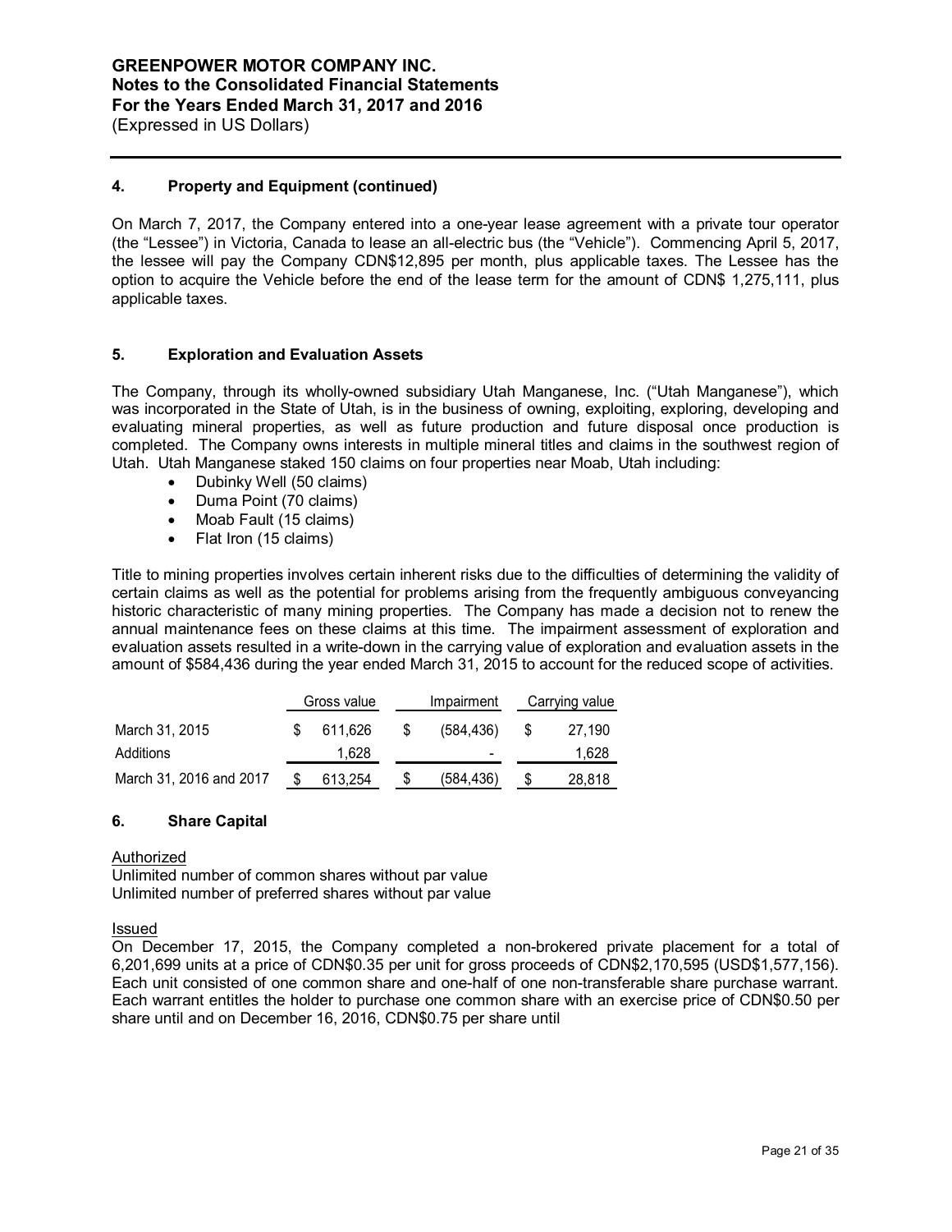## 4. Property and Equipment (continued)

On March 7, 2017, the Company entered into a one-year lease agreement with a private tour operator (the "Lessee") in Victoria, Canada to lease an all-electric bus (the "Vehicle"). Commencing April 5, 2017, the lessee will pay the Company CDN$12,895 per month, plus applicable taxes. The Lessee has the option to acquire the Vehicle before the end of the lease term for the amount of CDN$ 1,275,111, plus applicable taxes.

## 5. Exploration and Evaluation Assets

The Company, through its wholly-owned subsidiary Utah Manganese, Inc. ("Utah Manganese"), which was incorporated in the State of Utah, is in the business of owning, exploiting, exploring, developing and evaluating mineral properties, as well as future production and future disposal once production is completed. The Company owns interests in multiple mineral titles and claims in the southwest region of Utah. Utah Manganese staked 150 claims on four properties near Moab, Utah including:

- Dubinky Well (50 claims)
- Duma Point (70 claims)
- Moab Fault (15 claims)
- Flat Iron (15 claims)

Title to mining properties involves certain inherent risks due to the difficulties of determining the validity of certain claims as well as the potential for problems arising from the frequently ambiguous conveyancing historic characteristic of many mining properties. The Company has made a decision not to renew the annual maintenance fees on these claims at this time. The impairment assessment of exploration and evaluation assets resulted in a write-down in the carrying value of exploration and evaluation assets in the amount of $584,436 during the year ended March 31, 2015 to account for the reduced scope of activities.

| | Gross value | Impairment | Carrying value |
|---|---|---|---|
| March 31, 2015 | $ 611,626 | $ (584,436) | $ 27,190 |
| Additions | 1,628 | - | 1,628 |
| March 31, 2016 and 2017 | $ 613,254 | $ (584,436) | $ 28,818 |

## 6. Share Capital

Authorized

Unlimited number of common shares without par value
Unlimited number of preferred shares without par value

Issued

On December 17, 2015, the Company completed a non-brokered private placement for a total of 6,201,699 units at a price of CDN$0.35 per unit for gross proceeds of CDN$2,170,595 (USD$1,577,156). Each unit consisted of one common share and one-half of one non-transferable share purchase warrant. Each warrant entitles the holder to purchase one common share with an exercise price of CDN$0.50 per share until and on December 16, 2016, CDN$0.75 per share until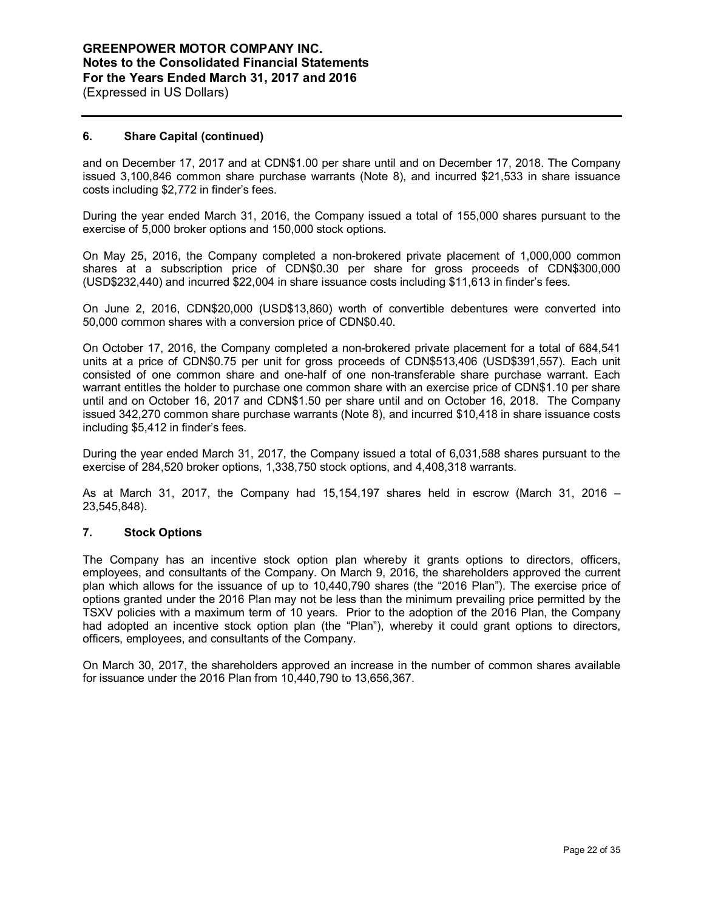### 6. Share Capital (continued)

and on December 17, 2017 and at CDN$1.00 per share until and on December 17, 2018. The Company issued 3,100,846 common share purchase warrants (Note 8), and incurred $21,533 in share issuance costs including $2,772 in finder's fees.

During the year ended March 31, 2016, the Company issued a total of 155,000 shares pursuant to the exercise of 5,000 broker options and 150,000 stock options.

On May 25, 2016, the Company completed a non-brokered private placement of 1,000,000 common shares at a subscription price of CDN$0.30 per share for gross proceeds of CDN$300,000 (USD$232,440) and incurred $22,004 in share issuance costs including $11,613 in finder's fees.

On June 2, 2016, CDN$20,000 (USD$13,860) worth of convertible debentures were converted into 50,000 common shares with a conversion price of CDN$0.40.

On October 17, 2016, the Company completed a non-brokered private placement for a total of 684,541 units at a price of CDN$0.75 per unit for gross proceeds of CDN$513,406 (USD$391,557). Each unit consisted of one common share and one-half of one non-transferable share purchase warrant. Each warrant entitles the holder to purchase one common share with an exercise price of CDN$1.10 per share until and on October 16, 2017 and CDN$1.50 per share until and on October 16, 2018. The Company issued 342,270 common share purchase warrants (Note 8), and incurred $10,418 in share issuance costs including $5,412 in finder's fees.

During the year ended March 31, 2017, the Company issued a total of 6,031,588 shares pursuant to the exercise of 284,520 broker options, 1,338,750 stock options, and 4,408,318 warrants.

As at March 31, 2017, the Company had 15,154,197 shares held in escrow (March 31, 2016 – 23,545,848).

### 7. Stock Options

The Company has an incentive stock option plan whereby it grants options to directors, officers, employees, and consultants of the Company. On March 9, 2016, the shareholders approved the current plan which allows for the issuance of up to 10,440,790 shares (the "2016 Plan"). The exercise price of options granted under the 2016 Plan may not be less than the minimum prevailing price permitted by the TSXV policies with a maximum term of 10 years. Prior to the adoption of the 2016 Plan, the Company had adopted an incentive stock option plan (the "Plan"), whereby it could grant options to directors, officers, employees, and consultants of the Company.

On March 30, 2017, the shareholders approved an increase in the number of common shares available for issuance under the 2016 Plan from 10,440,790 to 13,656,367.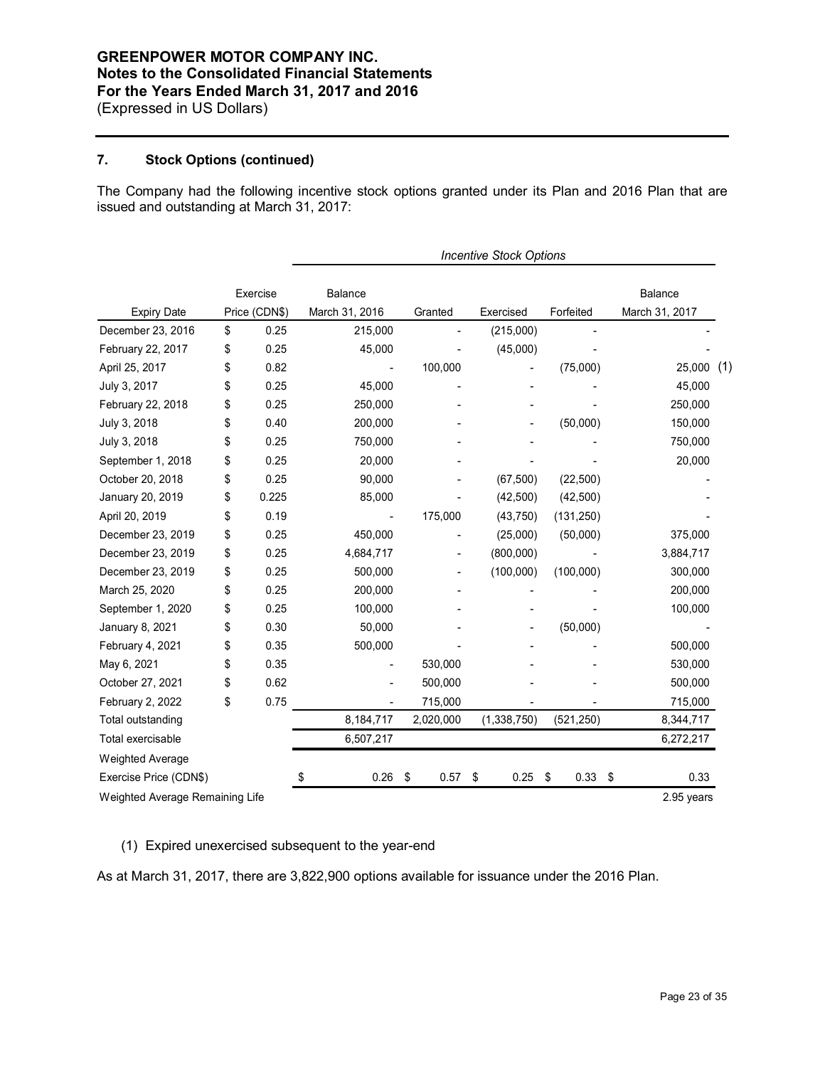GREENPOWER MOTOR COMPANY INC.
Notes to the Consolidated Financial Statements
For the Years Ended March 31, 2017 and 2016
(Expressed in US Dollars)

## 7. Stock Options (continued)

The Company had the following incentive stock options granted under its Plan and 2016 Plan that are issued and outstanding at March 31, 2017:

| | | *Incentive Stock Options* | | | | |
|---|---|---|---|---|---|---|
| Expiry Date | Exercise Price (CDN$) | Balance March 31, 2016 | Granted | Exercised | Forfeited | Balance March 31, 2017 |
| December 23, 2016 | $ 0.25 | 215,000 | - | (215,000) | - | - |
| February 22, 2017 | $ 0.25 | 45,000 | - | (45,000) | - | - |
| April 25, 2017 | $ 0.82 | - | 100,000 | - | (75,000) | 25,000 (1) |
| July 3, 2017 | $ 0.25 | 45,000 | - | - | - | 45,000 |
| February 22, 2018 | $ 0.25 | 250,000 | - | - | - | 250,000 |
| July 3, 2018 | $ 0.40 | 200,000 | - | - | (50,000) | 150,000 |
| July 3, 2018 | $ 0.25 | 750,000 | - | - | - | 750,000 |
| September 1, 2018 | $ 0.25 | 20,000 | - | - | - | 20,000 |
| October 20, 2018 | $ 0.25 | 90,000 | - | (67,500) | (22,500) | - |
| January 20, 2019 | $ 0.225 | 85,000 | - | (42,500) | (42,500) | - |
| April 20, 2019 | $ 0.19 | - | 175,000 | (43,750) | (131,250) | - |
| December 23, 2019 | $ 0.25 | 450,000 | - | (25,000) | (50,000) | 375,000 |
| December 23, 2019 | $ 0.25 | 4,684,717 | - | (800,000) | - | 3,884,717 |
| December 23, 2019 | $ 0.25 | 500,000 | - | (100,000) | (100,000) | 300,000 |
| March 25, 2020 | $ 0.25 | 200,000 | - | - | - | 200,000 |
| September 1, 2020 | $ 0.25 | 100,000 | - | - | - | 100,000 |
| January 8, 2021 | $ 0.30 | 50,000 | - | - | (50,000) | - |
| February 4, 2021 | $ 0.35 | 500,000 | - | - | - | 500,000 |
| May 6, 2021 | $ 0.35 | - | 530,000 | - | - | 530,000 |
| October 27, 2021 | $ 0.62 | - | 500,000 | - | - | 500,000 |
| February 2, 2022 | $ 0.75 | - | 715,000 | - | - | 715,000 |
| Total outstanding | | 8,184,717 | 2,020,000 | (1,338,750) | (521,250) | 8,344,717 |
| Total exercisable | | 6,507,217 | | | | 6,272,217 |
| Weighted Average Exercise Price (CDN$) | | $ 0.26 | $ 0.57 | $ 0.25 | $ 0.33 | $ 0.33 |
| Weighted Average Remaining Life | | | | | | 2.95 years |

(1) Expired unexercised subsequent to the year-end

As at March 31, 2017, there are 3,822,900 options available for issuance under the 2016 Plan.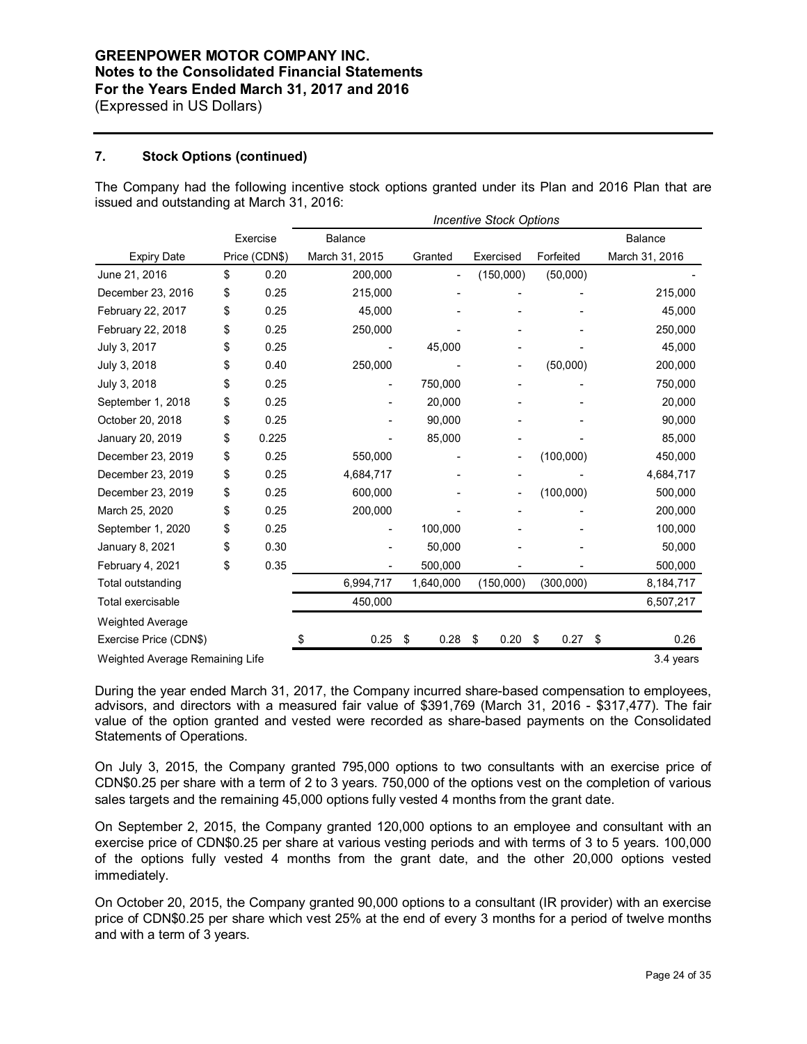## GREENPOWER MOTOR COMPANY INC.
## Notes to the Consolidated Financial Statements
## For the Years Ended March 31, 2017 and 2016
(Expressed in US Dollars)

### 7. Stock Options (continued)

The Company had the following incentive stock options granted under its Plan and 2016 Plan that are issued and outstanding at March 31, 2016:

| | | *Incentive Stock Options* | | | | |
|---|---|---|---|---|---|---|
| Expiry Date | Exercise Price (CDN$) | Balance March 31, 2015 | Granted | Exercised | Forfeited | Balance March 31, 2016 |
| June 21, 2016 | $ 0.20 | 200,000 | - | (150,000) | (50,000) | - |
| December 23, 2016 | $ 0.25 | 215,000 | - | - | - | 215,000 |
| February 22, 2017 | $ 0.25 | 45,000 | - | - | - | 45,000 |
| February 22, 2018 | $ 0.25 | 250,000 | - | - | - | 250,000 |
| July 3, 2017 | $ 0.25 | - | 45,000 | - | - | 45,000 |
| July 3, 2018 | $ 0.40 | 250,000 | - | - | (50,000) | 200,000 |
| July 3, 2018 | $ 0.25 | - | 750,000 | - | - | 750,000 |
| September 1, 2018 | $ 0.25 | - | 20,000 | - | - | 20,000 |
| October 20, 2018 | $ 0.25 | - | 90,000 | - | - | 90,000 |
| January 20, 2019 | $ 0.225 | - | 85,000 | - | - | 85,000 |
| December 23, 2019 | $ 0.25 | 550,000 | - | - | (100,000) | 450,000 |
| December 23, 2019 | $ 0.25 | 4,684,717 | - | - | - | 4,684,717 |
| December 23, 2019 | $ 0.25 | 600,000 | - | - | (100,000) | 500,000 |
| March 25, 2020 | $ 0.25 | 200,000 | - | - | - | 200,000 |
| September 1, 2020 | $ 0.25 | - | 100,000 | - | - | 100,000 |
| January 8, 2021 | $ 0.30 | - | 50,000 | - | - | 50,000 |
| February 4, 2021 | $ 0.35 | - | 500,000 | - | - | 500,000 |
| Total outstanding | | 6,994,717 | 1,640,000 | (150,000) | (300,000) | 8,184,717 |
| Total exercisable | | 450,000 | | | | 6,507,217 |
| Weighted Average Exercise Price (CDN$) | | $ 0.25 | $ 0.28 | $ 0.20 | $ 0.27 | $ 0.26 |
| Weighted Average Remaining Life | | | | | | 3.4 years |

During the year ended March 31, 2017, the Company incurred share-based compensation to employees, advisors, and directors with a measured fair value of $391,769 (March 31, 2016 - $317,477). The fair value of the option granted and vested were recorded as share-based payments on the Consolidated Statements of Operations.

On July 3, 2015, the Company granted 795,000 options to two consultants with an exercise price of CDN$0.25 per share with a term of 2 to 3 years. 750,000 of the options vest on the completion of various sales targets and the remaining 45,000 options fully vested 4 months from the grant date.

On September 2, 2015, the Company granted 120,000 options to an employee and consultant with an exercise price of CDN$0.25 per share at various vesting periods and with terms of 3 to 5 years. 100,000 of the options fully vested 4 months from the grant date, and the other 20,000 options vested immediately.

On October 20, 2015, the Company granted 90,000 options to a consultant (IR provider) with an exercise price of CDN$0.25 per share which vest 25% at the end of every 3 months for a period of twelve months and with a term of 3 years.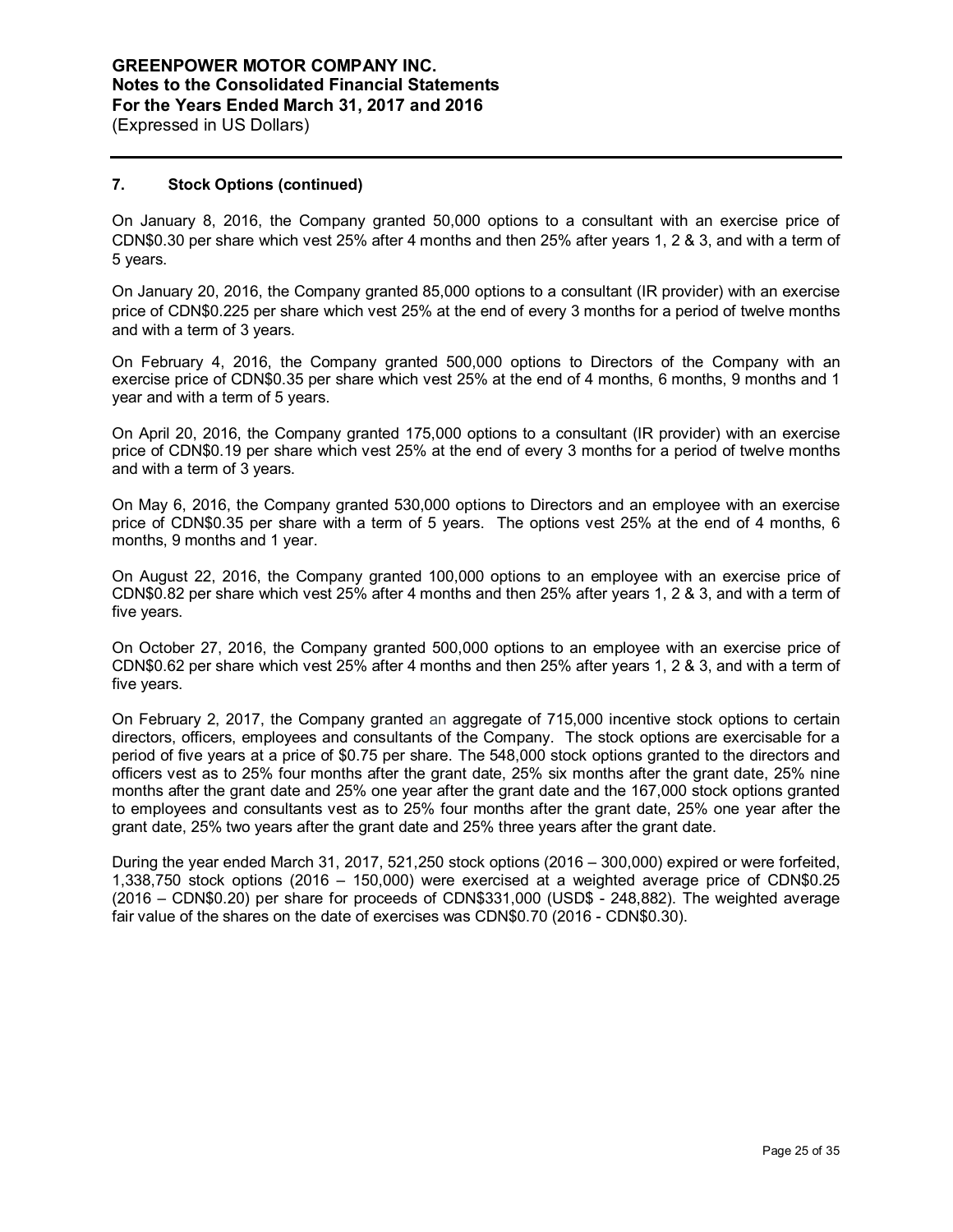## 7. Stock Options (continued)

On January 8, 2016, the Company granted 50,000 options to a consultant with an exercise price of CDN$0.30 per share which vest 25% after 4 months and then 25% after years 1, 2 & 3, and with a term of 5 years.

On January 20, 2016, the Company granted 85,000 options to a consultant (IR provider) with an exercise price of CDN$0.225 per share which vest 25% at the end of every 3 months for a period of twelve months and with a term of 3 years.

On February 4, 2016, the Company granted 500,000 options to Directors of the Company with an exercise price of CDN$0.35 per share which vest 25% at the end of 4 months, 6 months, 9 months and 1 year and with a term of 5 years.

On April 20, 2016, the Company granted 175,000 options to a consultant (IR provider) with an exercise price of CDN$0.19 per share which vest 25% at the end of every 3 months for a period of twelve months and with a term of 3 years.

On May 6, 2016, the Company granted 530,000 options to Directors and an employee with an exercise price of CDN$0.35 per share with a term of 5 years. The options vest 25% at the end of 4 months, 6 months, 9 months and 1 year.

On August 22, 2016, the Company granted 100,000 options to an employee with an exercise price of CDN$0.82 per share which vest 25% after 4 months and then 25% after years 1, 2 & 3, and with a term of five years.

On October 27, 2016, the Company granted 500,000 options to an employee with an exercise price of CDN$0.62 per share which vest 25% after 4 months and then 25% after years 1, 2 & 3, and with a term of five years.

On February 2, 2017, the Company granted an aggregate of 715,000 incentive stock options to certain directors, officers, employees and consultants of the Company. The stock options are exercisable for a period of five years at a price of $0.75 per share. The 548,000 stock options granted to the directors and officers vest as to 25% four months after the grant date, 25% six months after the grant date, 25% nine months after the grant date and 25% one year after the grant date and the 167,000 stock options granted to employees and consultants vest as to 25% four months after the grant date, 25% one year after the grant date, 25% two years after the grant date and 25% three years after the grant date.

During the year ended March 31, 2017, 521,250 stock options (2016 – 300,000) expired or were forfeited, 1,338,750 stock options (2016 – 150,000) were exercised at a weighted average price of CDN$0.25 (2016 – CDN$0.20) per share for proceeds of CDN$331,000 (USD$ - 248,882). The weighted average fair value of the shares on the date of exercises was CDN$0.70 (2016 - CDN$0.30).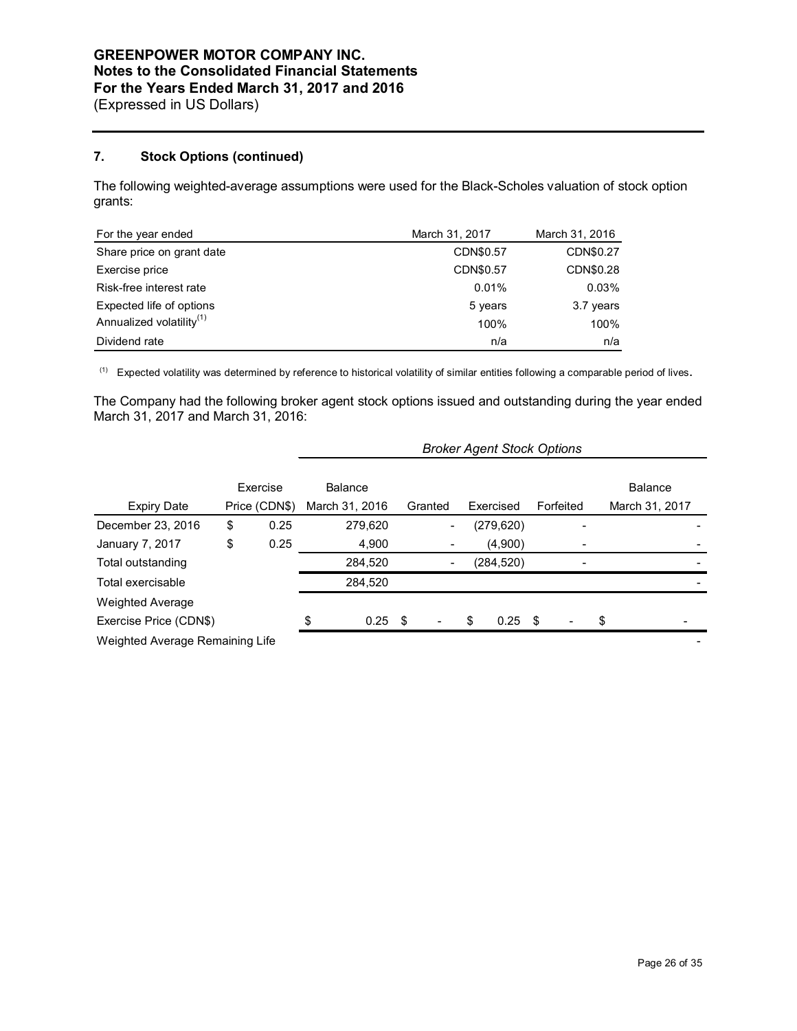**GREENPOWER MOTOR COMPANY INC.**
**Notes to the Consolidated Financial Statements**
**For the Years Ended March 31, 2017 and 2016**
(Expressed in US Dollars)

## 7. Stock Options (continued)

The following weighted-average assumptions were used for the Black-Scholes valuation of stock option grants:

| For the year ended | March 31, 2017 | March 31, 2016 |
|---|---|---|
| Share price on grant date | CDN$0.57 | CDN$0.27 |
| Exercise price | CDN$0.57 | CDN$0.28 |
| Risk-free interest rate | 0.01% | 0.03% |
| Expected life of options | 5 years | 3.7 years |
| Annualized volatility[1] | 100% | 100% |
| Dividend rate | n/a | n/a |

[1] Expected volatility was determined by reference to historical volatility of similar entities following a comparable period of lives.

The Company had the following broker agent stock options issued and outstanding during the year ended March 31, 2017 and March 31, 2016:

| | | *Broker Agent Stock Options* | | | | |
|---|---|---|---|---|---|---|
| Expiry Date | Exercise Price (CDN$) | Balance March 31, 2016 | Granted | Exercised | Forfeited | Balance March 31, 2017 |
| December 23, 2016 | $ 0.25 | 279,620 | - | (279,620) | - | - |
| January 7, 2017 | $ 0.25 | 4,900 | - | (4,900) | - | - |
| Total outstanding | | 284,520 | - | (284,520) | - | - |
| Total exercisable | | 284,520 | | | | - |
| Weighted Average Exercise Price (CDN$) | | $ 0.25 | $ - | $ 0.25 | $ - | $ - |
| Weighted Average Remaining Life | | | | | | - |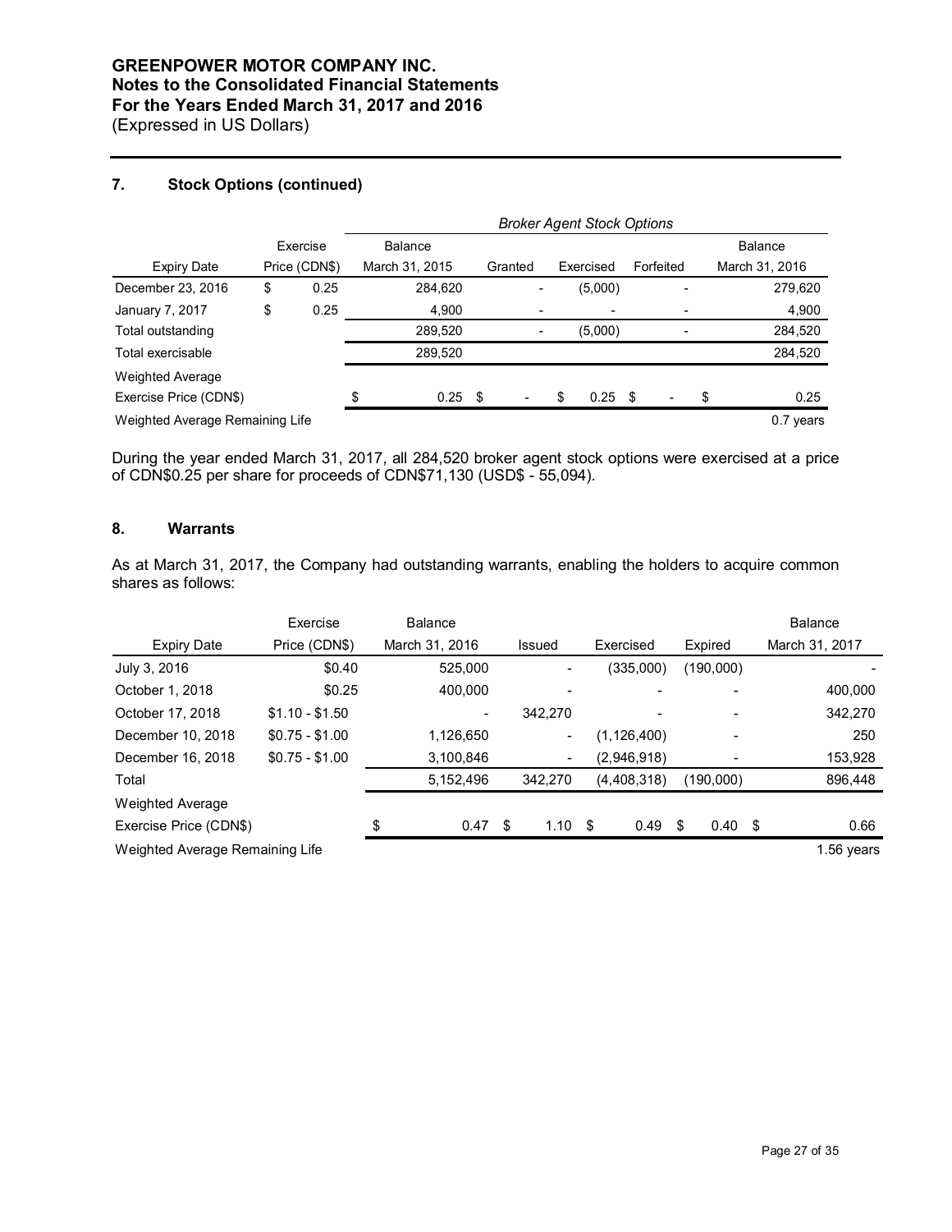**GREENPOWER MOTOR COMPANY INC.**
**Notes to the Consolidated Financial Statements**
**For the Years Ended March 31, 2017 and 2016**
(Expressed in US Dollars)

## 7. Stock Options (continued)

| | | *Broker Agent Stock Options* | | | | |
|---|---|---|---|---|---|---|
| Expiry Date | Exercise Price (CDN$) | Balance March 31, 2015 | Granted | Exercised | Forfeited | Balance March 31, 2016 |
| December 23, 2016 | $ 0.25 | 284,620 | - | (5,000) | - | 279,620 |
| January 7, 2017 | $ 0.25 | 4,900 | - | - | - | 4,900 |
| Total outstanding | | 289,520 | - | (5,000) | - | 284,520 |
| Total exercisable | | 289,520 | | | | 284,520 |
| Weighted Average Exercise Price (CDN$) | | $ 0.25 | $ - | $ 0.25 | $ - | $ 0.25 |
| Weighted Average Remaining Life | | | | | | 0.7 years |

During the year ended March 31, 2017, all 284,520 broker agent stock options were exercised at a price of CDN$0.25 per share for proceeds of CDN$71,130 (USD$ - 55,094).

## 8. Warrants

As at March 31, 2017, the Company had outstanding warrants, enabling the holders to acquire common shares as follows:

| Expiry Date | Exercise Price (CDN$) | Balance March 31, 2016 | Issued | Exercised | Expired | Balance March 31, 2017 |
|---|---|---|---|---|---|---|
| July 3, 2016 | $0.40 | 525,000 | - | (335,000) | (190,000) | - |
| October 1, 2018 | $0.25 | 400,000 | - | - | - | 400,000 |
| October 17, 2018 | $1.10 - $1.50 | - | 342,270 | - | - | 342,270 |
| December 10, 2018 | $0.75 - $1.00 | 1,126,650 | - | (1,126,400) | - | 250 |
| December 16, 2018 | $0.75 - $1.00 | 3,100,846 | - | (2,946,918) | - | 153,928 |
| Total | | 5,152,496 | 342,270 | (4,408,318) | (190,000) | 896,448 |
| Weighted Average Exercise Price (CDN$) | | $ 0.47 | $ 1.10 | $ 0.49 | $ 0.40 | $ 0.66 |
| Weighted Average Remaining Life | | | | | | 1.56 years |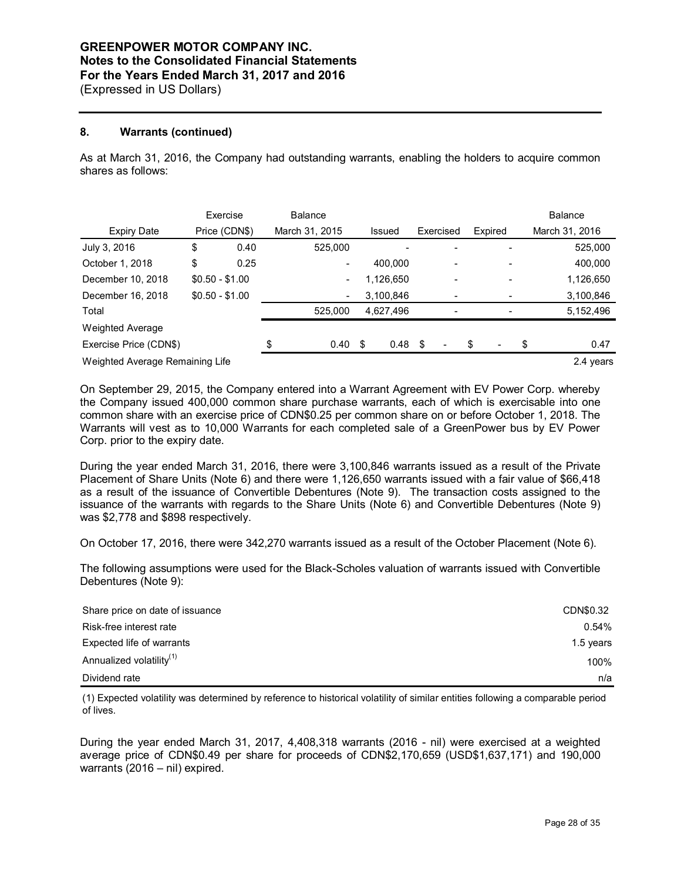**GREENPOWER MOTOR COMPANY INC.**
**Notes to the Consolidated Financial Statements**
**For the Years Ended March 31, 2017 and 2016**
(Expressed in US Dollars)

## 8. Warrants (continued)

As at March 31, 2016, the Company had outstanding warrants, enabling the holders to acquire common shares as follows:

| Expiry Date | Exercise Price (CDN$) | Balance March 31, 2015 | Issued | Exercised | Expired | Balance March 31, 2016 |
|---|---|---|---|---|---|---|
| July 3, 2016 | $ 0.40 | 525,000 | - | - | - | 525,000 |
| October 1, 2018 | $ 0.25 | - | 400,000 | - | - | 400,000 |
| December 10, 2018 | $0.50 - $1.00 | - | 1,126,650 | - | - | 1,126,650 |
| December 16, 2018 | $0.50 - $1.00 | - | 3,100,846 | - | - | 3,100,846 |
| Total | | 525,000 | 4,627,496 | - | - | 5,152,496 |
| Weighted Average Exercise Price (CDN$) | | $ 0.40 | $ 0.48 | $ - | $ - | $ 0.47 |
| Weighted Average Remaining Life | | | | | | 2.4 years |

On September 29, 2015, the Company entered into a Warrant Agreement with EV Power Corp. whereby the Company issued 400,000 common share purchase warrants, each of which is exercisable into one common share with an exercise price of CDN$0.25 per common share on or before October 1, 2018. The Warrants will vest as to 10,000 Warrants for each completed sale of a GreenPower bus by EV Power Corp. prior to the expiry date.

During the year ended March 31, 2016, there were 3,100,846 warrants issued as a result of the Private Placement of Share Units (Note 6) and there were 1,126,650 warrants issued with a fair value of $66,418 as a result of the issuance of Convertible Debentures (Note 9). The transaction costs assigned to the issuance of the warrants with regards to the Share Units (Note 6) and Convertible Debentures (Note 9) was $2,778 and $898 respectively.

On October 17, 2016, there were 342,270 warrants issued as a result of the October Placement (Note 6).

The following assumptions were used for the Black-Scholes valuation of warrants issued with Convertible Debentures (Note 9):

| | |
|---|---|
| Share price on date of issuance | CDN$0.32 |
| Risk-free interest rate | 0.54% |
| Expected life of warrants | 1.5 years |
| Annualized volatility(1) | 100% |
| Dividend rate | n/a |

(1) Expected volatility was determined by reference to historical volatility of similar entities following a comparable period of lives.

During the year ended March 31, 2017, 4,408,318 warrants (2016 - nil) were exercised at a weighted average price of CDN$0.49 per share for proceeds of CDN$2,170,659 (USD$1,637,171) and 190,000 warrants (2016 – nil) expired.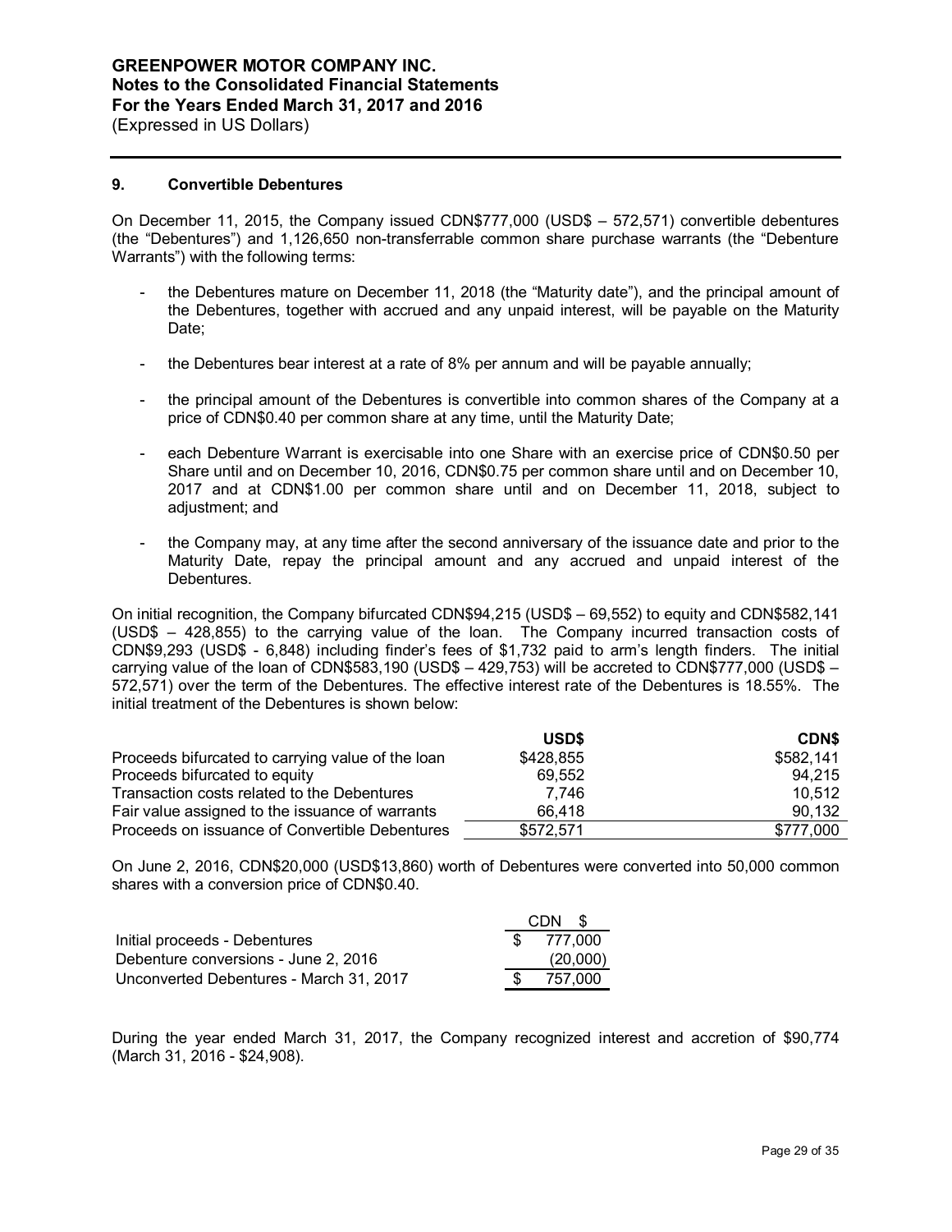## 9. Convertible Debentures

On December 11, 2015, the Company issued CDN$777,000 (USD$ – 572,571) convertible debentures (the "Debentures") and 1,126,650 non-transferrable common share purchase warrants (the "Debenture Warrants") with the following terms:

- the Debentures mature on December 11, 2018 (the "Maturity date"), and the principal amount of the Debentures, together with accrued and any unpaid interest, will be payable on the Maturity Date;
- the Debentures bear interest at a rate of 8% per annum and will be payable annually;
- the principal amount of the Debentures is convertible into common shares of the Company at a price of CDN$0.40 per common share at any time, until the Maturity Date;
- each Debenture Warrant is exercisable into one Share with an exercise price of CDN$0.50 per Share until and on December 10, 2016, CDN$0.75 per common share until and on December 10, 2017 and at CDN$1.00 per common share until and on December 11, 2018, subject to adjustment; and
- the Company may, at any time after the second anniversary of the issuance date and prior to the Maturity Date, repay the principal amount and any accrued and unpaid interest of the Debentures.

On initial recognition, the Company bifurcated CDN$94,215 (USD$ – 69,552) to equity and CDN$582,141 (USD$ – 428,855) to the carrying value of the loan. The Company incurred transaction costs of CDN$9,293 (USD$ - 6,848) including finder's fees of $1,732 paid to arm's length finders. The initial carrying value of the loan of CDN$583,190 (USD$ – 429,753) will be accreted to CDN$777,000 (USD$ – 572,571) over the term of the Debentures. The effective interest rate of the Debentures is 18.55%. The initial treatment of the Debentures is shown below:

| | USD$ | CDN$ |
|---|---|---|
| Proceeds bifurcated to carrying value of the loan | $428,855 | $582,141 |
| Proceeds bifurcated to equity | 69,552 | 94,215 |
| Transaction costs related to the Debentures | 7,746 | 10,512 |
| Fair value assigned to the issuance of warrants | 66,418 | 90,132 |
| Proceeds on issuance of Convertible Debentures | $572,571 | $777,000 |

On June 2, 2016, CDN$20,000 (USD$13,860) worth of Debentures were converted into 50,000 common shares with a conversion price of CDN$0.40.

| | CDN $ |
|---|---|
| Initial proceeds - Debentures | $ 777,000 |
| Debenture conversions - June 2, 2016 | (20,000) |
| Unconverted Debentures - March 31, 2017 | $ 757,000 |

During the year ended March 31, 2017, the Company recognized interest and accretion of $90,774 (March 31, 2016 - $24,908).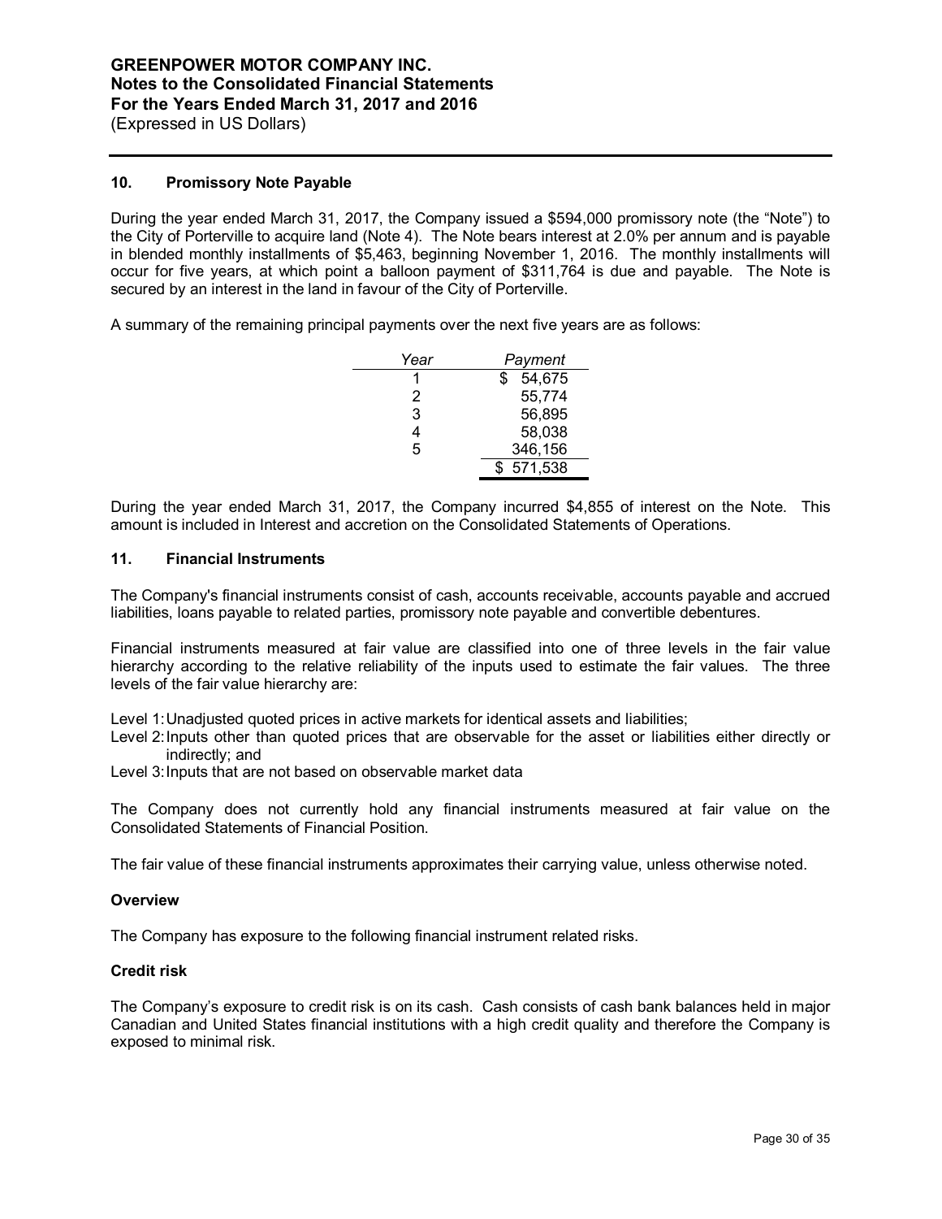## 10. Promissory Note Payable

During the year ended March 31, 2017, the Company issued a $594,000 promissory note (the "Note") to the City of Porterville to acquire land (Note 4). The Note bears interest at 2.0% per annum and is payable in blended monthly installments of $5,463, beginning November 1, 2016. The monthly installments will occur for five years, at which point a balloon payment of $311,764 is due and payable. The Note is secured by an interest in the land in favour of the City of Porterville.

A summary of the remaining principal payments over the next five years are as follows:

| *Year* | *Payment* |
|---|---|
| 1 | $ 54,675 |
| 2 | 55,774 |
| 3 | 56,895 |
| 4 | 58,038 |
| 5 | 346,156 |
| | $ 571,538 |

During the year ended March 31, 2017, the Company incurred $4,855 of interest on the Note. This amount is included in Interest and accretion on the Consolidated Statements of Operations.

## 11. Financial Instruments

The Company's financial instruments consist of cash, accounts receivable, accounts payable and accrued liabilities, loans payable to related parties, promissory note payable and convertible debentures.

Financial instruments measured at fair value are classified into one of three levels in the fair value hierarchy according to the relative reliability of the inputs used to estimate the fair values. The three levels of the fair value hierarchy are:

Level 1: Unadjusted quoted prices in active markets for identical assets and liabilities;
Level 2: Inputs other than quoted prices that are observable for the asset or liabilities either directly or indirectly; and
Level 3: Inputs that are not based on observable market data

The Company does not currently hold any financial instruments measured at fair value on the Consolidated Statements of Financial Position.

The fair value of these financial instruments approximates their carrying value, unless otherwise noted.

### Overview

The Company has exposure to the following financial instrument related risks.

### Credit risk

The Company's exposure to credit risk is on its cash. Cash consists of cash bank balances held in major Canadian and United States financial institutions with a high credit quality and therefore the Company is exposed to minimal risk.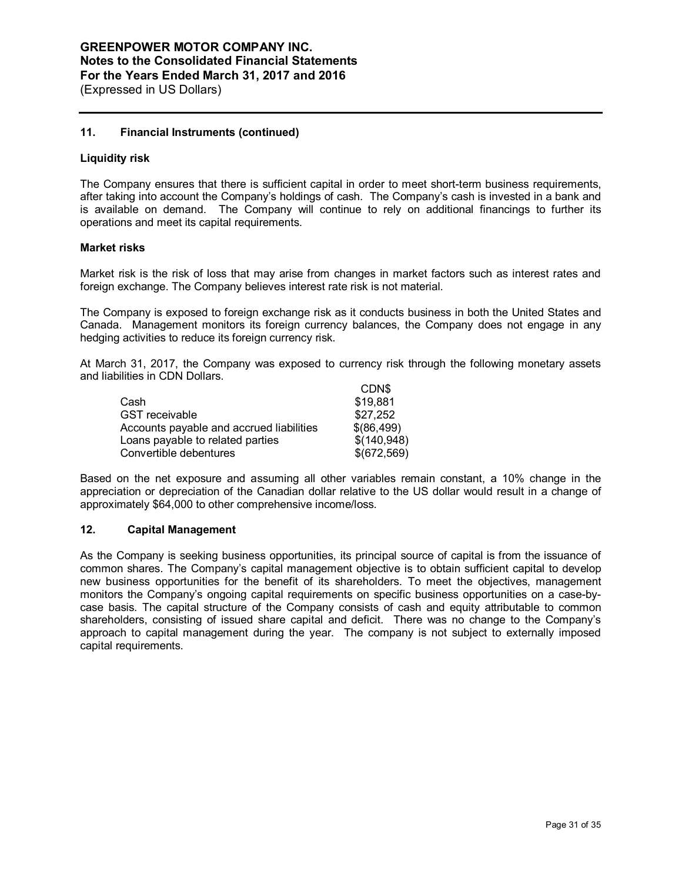# GREENPOWER MOTOR COMPANY INC.
## Notes to the Consolidated Financial Statements
## For the Years Ended March 31, 2017 and 2016
(Expressed in US Dollars)

### 11. Financial Instruments (continued)

**Liquidity risk**

The Company ensures that there is sufficient capital in order to meet short-term business requirements, after taking into account the Company's holdings of cash. The Company's cash is invested in a bank and is available on demand. The Company will continue to rely on additional financings to further its operations and meet its capital requirements.

**Market risks**

Market risk is the risk of loss that may arise from changes in market factors such as interest rates and foreign exchange. The Company believes interest rate risk is not material.

The Company is exposed to foreign exchange risk as it conducts business in both the United States and Canada. Management monitors its foreign currency balances, the Company does not engage in any hedging activities to reduce its foreign currency risk.

At March 31, 2017, the Company was exposed to currency risk through the following monetary assets and liabilities in CDN Dollars.

| | CDN$ |
|---|---|
| Cash | $19,881 |
| GST receivable | $27,252 |
| Accounts payable and accrued liabilities | $(86,499) |
| Loans payable to related parties | $(140,948) |
| Convertible debentures | $(672,569) |

Based on the net exposure and assuming all other variables remain constant, a 10% change in the appreciation or depreciation of the Canadian dollar relative to the US dollar would result in a change of approximately $64,000 to other comprehensive income/loss.

### 12. Capital Management

As the Company is seeking business opportunities, its principal source of capital is from the issuance of common shares. The Company's capital management objective is to obtain sufficient capital to develop new business opportunities for the benefit of its shareholders. To meet the objectives, management monitors the Company's ongoing capital requirements on specific business opportunities on a case-by-case basis. The capital structure of the Company consists of cash and equity attributable to common shareholders, consisting of issued share capital and deficit. There was no change to the Company's approach to capital management during the year. The company is not subject to externally imposed capital requirements.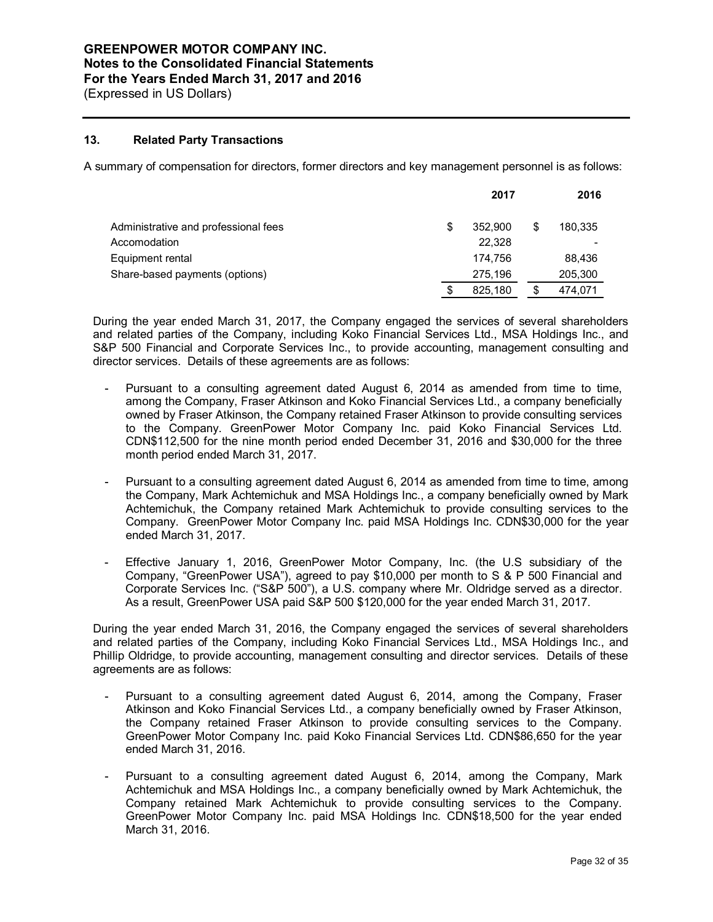**GREENPOWER MOTOR COMPANY INC.**
**Notes to the Consolidated Financial Statements**
**For the Years Ended March 31, 2017 and 2016**
(Expressed in US Dollars)

## 13. Related Party Transactions

A summary of compensation for directors, former directors and key management personnel is as follows:

| | 2017 | 2016 |
|---|---|---|
| Administrative and professional fees | $ 352,900 | $ 180,335 |
| Accomodation | 22,328 | - |
| Equipment rental | 174,756 | 88,436 |
| Share-based payments (options) | 275,196 | 205,300 |
| | $ 825,180 | $ 474,071 |

During the year ended March 31, 2017, the Company engaged the services of several shareholders and related parties of the Company, including Koko Financial Services Ltd., MSA Holdings Inc., and S&P 500 Financial and Corporate Services Inc., to provide accounting, management consulting and director services. Details of these agreements are as follows:

- Pursuant to a consulting agreement dated August 6, 2014 as amended from time to time, among the Company, Fraser Atkinson and Koko Financial Services Ltd., a company beneficially owned by Fraser Atkinson, the Company retained Fraser Atkinson to provide consulting services to the Company. GreenPower Motor Company Inc. paid Koko Financial Services Ltd. CDN$112,500 for the nine month period ended December 31, 2016 and $30,000 for the three month period ended March 31, 2017.
- Pursuant to a consulting agreement dated August 6, 2014 as amended from time to time, among the Company, Mark Achtemichuk and MSA Holdings Inc., a company beneficially owned by Mark Achtemichuk, the Company retained Mark Achtemichuk to provide consulting services to the Company. GreenPower Motor Company Inc. paid MSA Holdings Inc. CDN$30,000 for the year ended March 31, 2017.
- Effective January 1, 2016, GreenPower Motor Company, Inc. (the U.S subsidiary of the Company, "GreenPower USA"), agreed to pay $10,000 per month to S & P 500 Financial and Corporate Services Inc. ("S&P 500"), a U.S. company where Mr. Oldridge served as a director. As a result, GreenPower USA paid S&P 500 $120,000 for the year ended March 31, 2017.

During the year ended March 31, 2016, the Company engaged the services of several shareholders and related parties of the Company, including Koko Financial Services Ltd., MSA Holdings Inc., and Phillip Oldridge, to provide accounting, management consulting and director services. Details of these agreements are as follows:

- Pursuant to a consulting agreement dated August 6, 2014, among the Company, Fraser Atkinson and Koko Financial Services Ltd., a company beneficially owned by Fraser Atkinson, the Company retained Fraser Atkinson to provide consulting services to the Company. GreenPower Motor Company Inc. paid Koko Financial Services Ltd. CDN$86,650 for the year ended March 31, 2016.
- Pursuant to a consulting agreement dated August 6, 2014, among the Company, Mark Achtemichuk and MSA Holdings Inc., a company beneficially owned by Mark Achtemichuk, the Company retained Mark Achtemichuk to provide consulting services to the Company. GreenPower Motor Company Inc. paid MSA Holdings Inc. CDN$18,500 for the year ended March 31, 2016.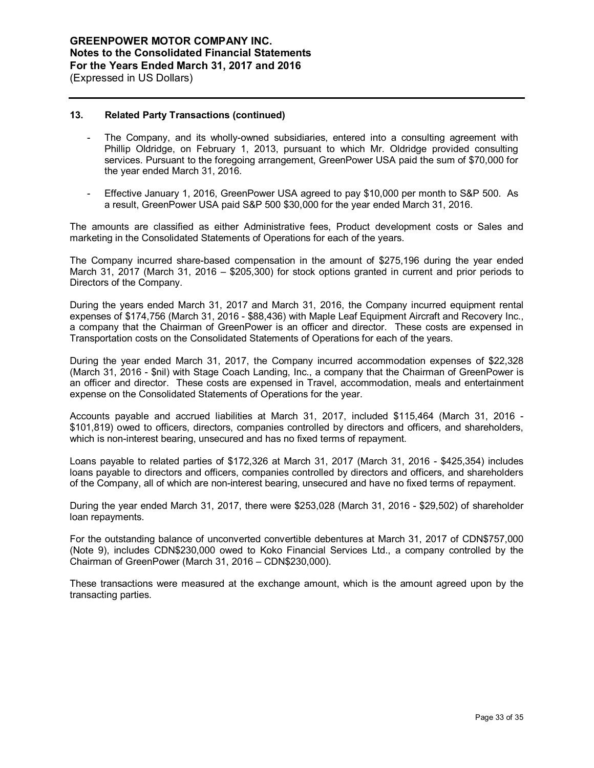## 13. Related Party Transactions (continued)

- The Company, and its wholly-owned subsidiaries, entered into a consulting agreement with Phillip Oldridge, on February 1, 2013, pursuant to which Mr. Oldridge provided consulting services. Pursuant to the foregoing arrangement, GreenPower USA paid the sum of $70,000 for the year ended March 31, 2016.
- Effective January 1, 2016, GreenPower USA agreed to pay $10,000 per month to S&P 500. As a result, GreenPower USA paid S&P 500 $30,000 for the year ended March 31, 2016.

The amounts are classified as either Administrative fees, Product development costs or Sales and marketing in the Consolidated Statements of Operations for each of the years.

The Company incurred share-based compensation in the amount of $275,196 during the year ended March 31, 2017 (March 31, 2016 – $205,300) for stock options granted in current and prior periods to Directors of the Company.

During the years ended March 31, 2017 and March 31, 2016, the Company incurred equipment rental expenses of $174,756 (March 31, 2016 - $88,436) with Maple Leaf Equipment Aircraft and Recovery Inc., a company that the Chairman of GreenPower is an officer and director. These costs are expensed in Transportation costs on the Consolidated Statements of Operations for each of the years.

During the year ended March 31, 2017, the Company incurred accommodation expenses of $22,328 (March 31, 2016 - $nil) with Stage Coach Landing, Inc., a company that the Chairman of GreenPower is an officer and director. These costs are expensed in Travel, accommodation, meals and entertainment expense on the Consolidated Statements of Operations for the year.

Accounts payable and accrued liabilities at March 31, 2017, included $115,464 (March 31, 2016 - $101,819) owed to officers, directors, companies controlled by directors and officers, and shareholders, which is non-interest bearing, unsecured and has no fixed terms of repayment.

Loans payable to related parties of $172,326 at March 31, 2017 (March 31, 2016 - $425,354) includes loans payable to directors and officers, companies controlled by directors and officers, and shareholders of the Company, all of which are non-interest bearing, unsecured and have no fixed terms of repayment.

During the year ended March 31, 2017, there were $253,028 (March 31, 2016 - $29,502) of shareholder loan repayments.

For the outstanding balance of unconverted convertible debentures at March 31, 2017 of CDN$757,000 (Note 9), includes CDN$230,000 owed to Koko Financial Services Ltd., a company controlled by the Chairman of GreenPower (March 31, 2016 – CDN$230,000).

These transactions were measured at the exchange amount, which is the amount agreed upon by the transacting parties.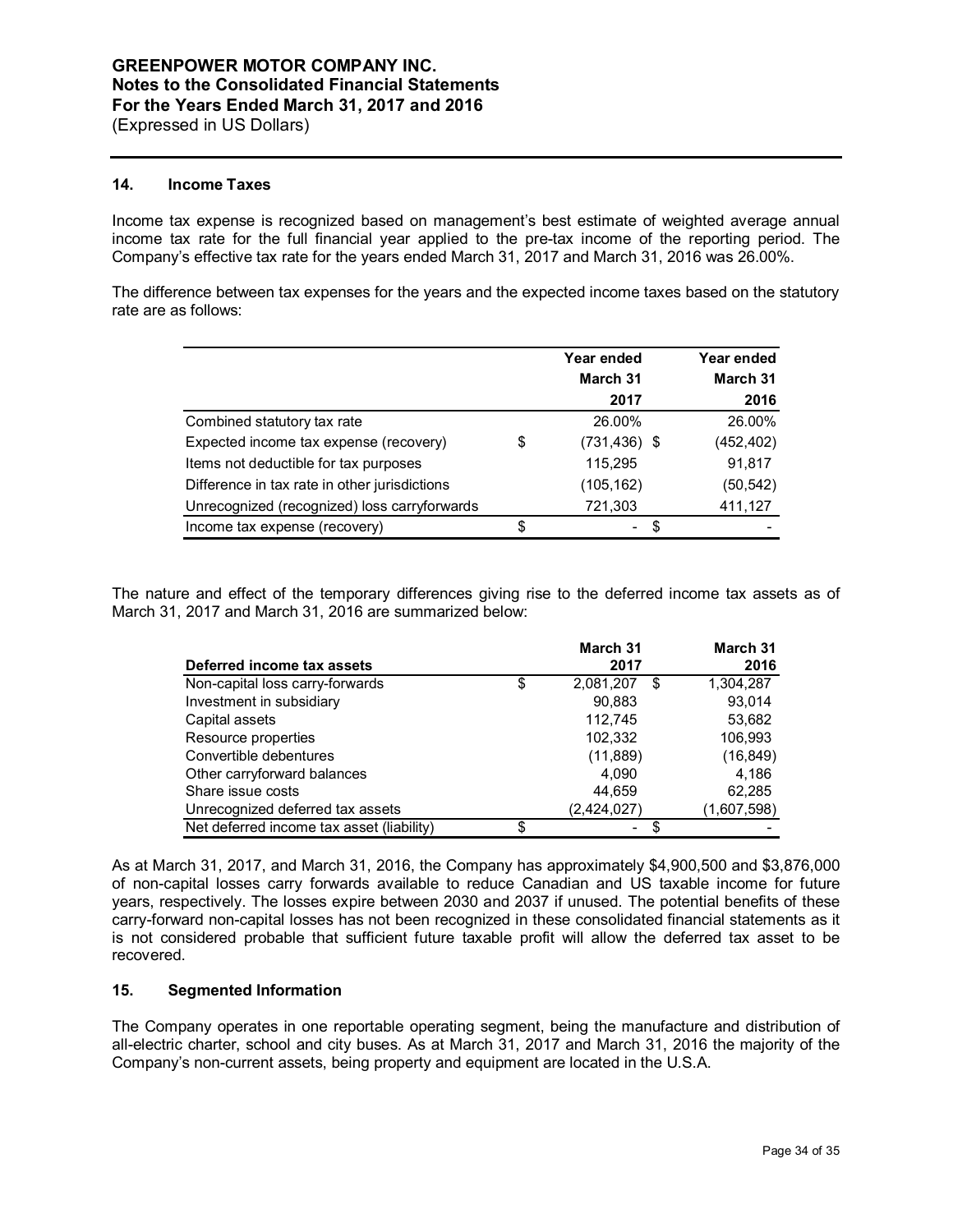## 14. Income Taxes

Income tax expense is recognized based on management's best estimate of weighted average annual income tax rate for the full financial year applied to the pre-tax income of the reporting period. The Company's effective tax rate for the years ended March 31, 2017 and March 31, 2016 was 26.00%.

The difference between tax expenses for the years and the expected income taxes based on the statutory rate are as follows:

| | Year ended March 31 2017 | Year ended March 31 2016 |
|---|---|---|
| Combined statutory tax rate | 26.00% | 26.00% |
| Expected income tax expense (recovery) | $ (731,436) | $ (452,402) |
| Items not deductible for tax purposes | 115,295 | 91,817 |
| Difference in tax rate in other jurisdictions | (105,162) | (50,542) |
| Unrecognized (recognized) loss carryforwards | 721,303 | 411,127 |
| Income tax expense (recovery) | $ - | $ - |

The nature and effect of the temporary differences giving rise to the deferred income tax assets as of March 31, 2017 and March 31, 2016 are summarized below:

| Deferred income tax assets | March 31 2017 | March 31 2016 |
|---|---|---|
| Non-capital loss carry-forwards | $ 2,081,207 | $ 1,304,287 |
| Investment in subsidiary | 90,883 | 93,014 |
| Capital assets | 112,745 | 53,682 |
| Resource properties | 102,332 | 106,993 |
| Convertible debentures | (11,889) | (16,849) |
| Other carryforward balances | 4,090 | 4,186 |
| Share issue costs | 44,659 | 62,285 |
| Unrecognized deferred tax assets | (2,424,027) | (1,607,598) |
| Net deferred income tax asset (liability) | $ - | $ - |

As at March 31, 2017, and March 31, 2016, the Company has approximately $4,900,500 and $3,876,000 of non-capital losses carry forwards available to reduce Canadian and US taxable income for future years, respectively. The losses expire between 2030 and 2037 if unused. The potential benefits of these carry-forward non-capital losses has not been recognized in these consolidated financial statements as it is not considered probable that sufficient future taxable profit will allow the deferred tax asset to be recovered.

## 15. Segmented Information

The Company operates in one reportable operating segment, being the manufacture and distribution of all-electric charter, school and city buses. As at March 31, 2017 and March 31, 2016 the majority of the Company's non-current assets, being property and equipment are located in the U.S.A.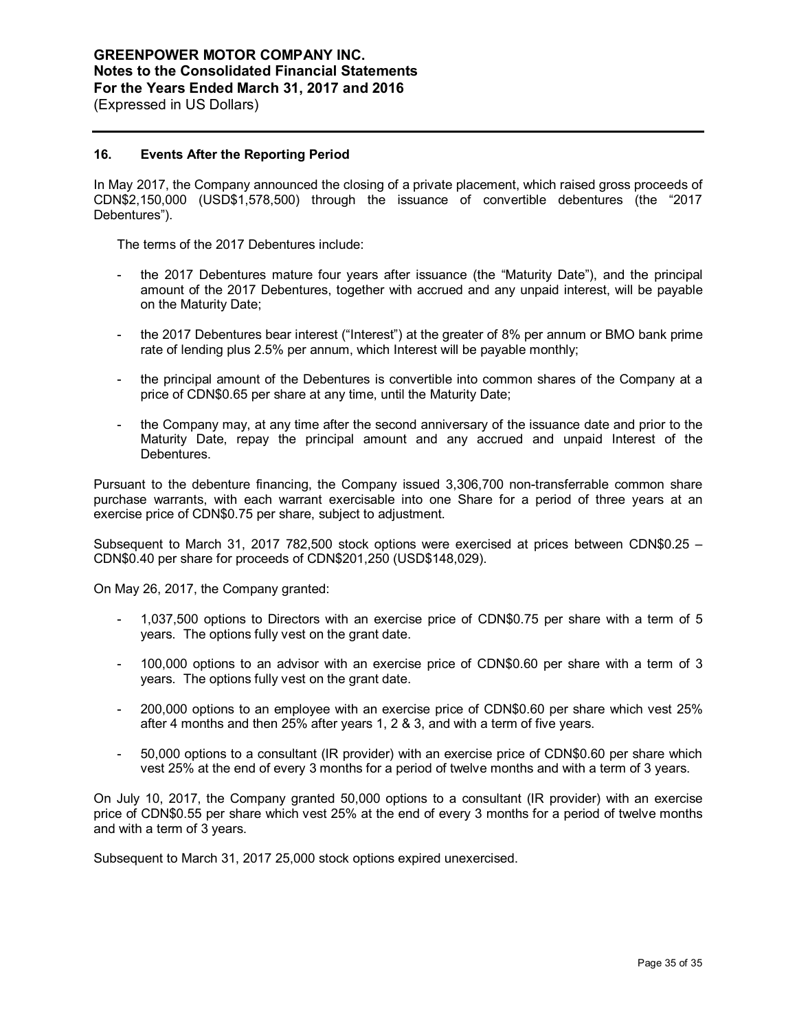## 16. Events After the Reporting Period

In May 2017, the Company announced the closing of a private placement, which raised gross proceeds of CDN$2,150,000 (USD$1,578,500) through the issuance of convertible debentures (the "2017 Debentures").

The terms of the 2017 Debentures include:

- the 2017 Debentures mature four years after issuance (the "Maturity Date"), and the principal amount of the 2017 Debentures, together with accrued and any unpaid interest, will be payable on the Maturity Date;
- the 2017 Debentures bear interest ("Interest") at the greater of 8% per annum or BMO bank prime rate of lending plus 2.5% per annum, which Interest will be payable monthly;
- the principal amount of the Debentures is convertible into common shares of the Company at a price of CDN$0.65 per share at any time, until the Maturity Date;
- the Company may, at any time after the second anniversary of the issuance date and prior to the Maturity Date, repay the principal amount and any accrued and unpaid Interest of the Debentures.

Pursuant to the debenture financing, the Company issued 3,306,700 non-transferrable common share purchase warrants, with each warrant exercisable into one Share for a period of three years at an exercise price of CDN$0.75 per share, subject to adjustment.

Subsequent to March 31, 2017 782,500 stock options were exercised at prices between CDN$0.25 – CDN$0.40 per share for proceeds of CDN$201,250 (USD$148,029).

On May 26, 2017, the Company granted:

- 1,037,500 options to Directors with an exercise price of CDN$0.75 per share with a term of 5 years. The options fully vest on the grant date.
- 100,000 options to an advisor with an exercise price of CDN$0.60 per share with a term of 3 years. The options fully vest on the grant date.
- 200,000 options to an employee with an exercise price of CDN$0.60 per share which vest 25% after 4 months and then 25% after years 1, 2 & 3, and with a term of five years.
- 50,000 options to a consultant (IR provider) with an exercise price of CDN$0.60 per share which vest 25% at the end of every 3 months for a period of twelve months and with a term of 3 years.

On July 10, 2017, the Company granted 50,000 options to a consultant (IR provider) with an exercise price of CDN$0.55 per share which vest 25% at the end of every 3 months for a period of twelve months and with a term of 3 years.

Subsequent to March 31, 2017 25,000 stock options expired unexercised.